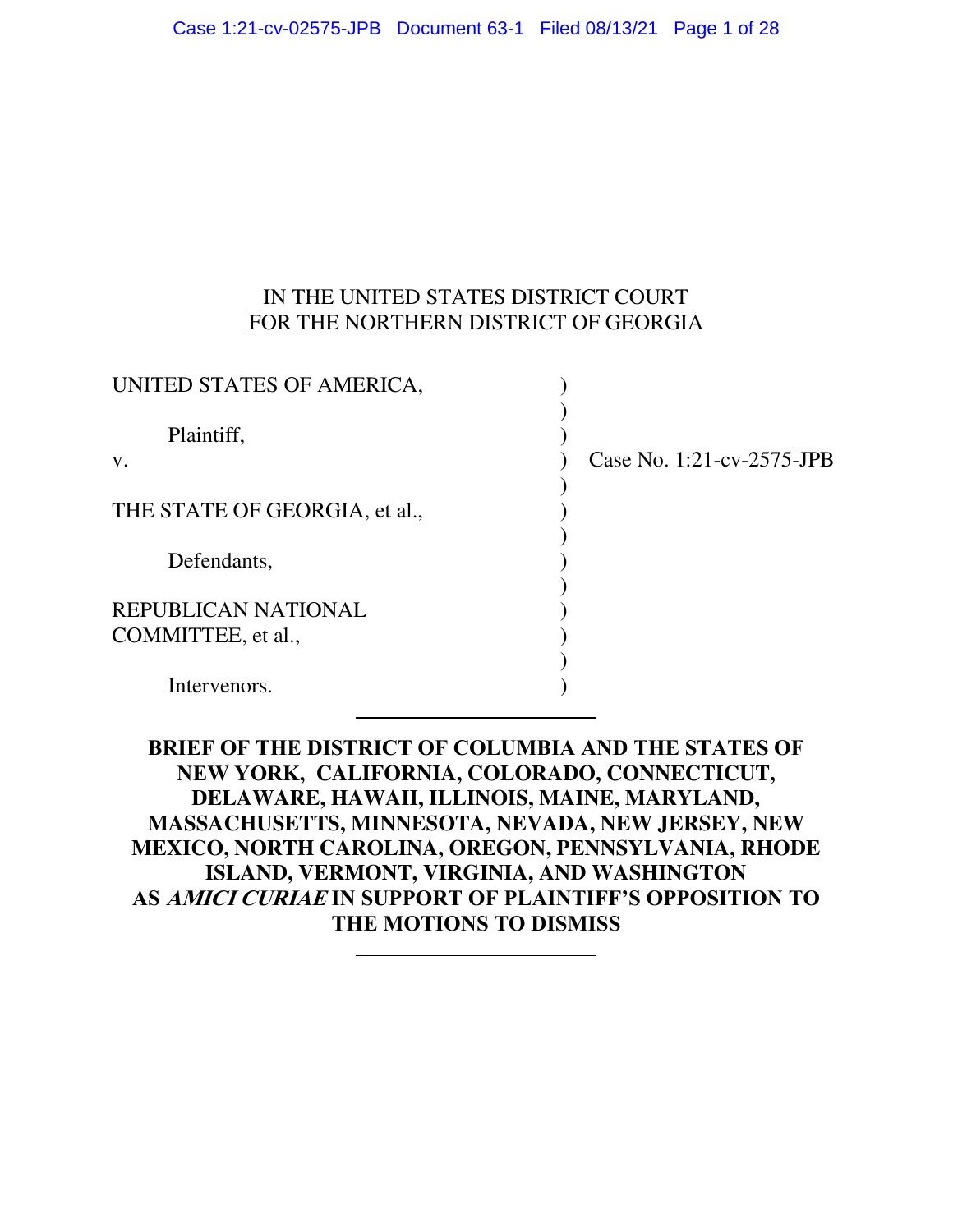IN THE UNITED STATES DISTRICT COURT
FOR THE NORTHERN DISTRICT OF GEORGIA

| | | |
|---|---|---|
| UNITED STATES OF AMERICA, | ) | |
| | ) | |
| Plaintiff, | ) | |
| v. | ) | Case No. 1:21-cv-2575-JPB |
| | ) | |
| THE STATE OF GEORGIA, et al., | ) | |
| | ) | |
| Defendants, | ) | |
| | ) | |
| REPUBLICAN NATIONAL COMMITTEE, et al., | ) | |
| | ) | |
| Intervenors. | ) | |

**BRIEF OF THE DISTRICT OF COLUMBIA AND THE STATES OF NEW YORK, CALIFORNIA, COLORADO, CONNECTICUT, DELAWARE, HAWAII, ILLINOIS, MAINE, MARYLAND, MASSACHUSETTS, MINNESOTA, NEVADA, NEW JERSEY, NEW MEXICO, NORTH CAROLINA, OREGON, PENNSYLVANIA, RHODE ISLAND, VERMONT, VIRGINIA, AND WASHINGTON AS *AMICI CURIAE* IN SUPPORT OF PLAINTIFF'S OPPOSITION TO THE MOTIONS TO DISMISS**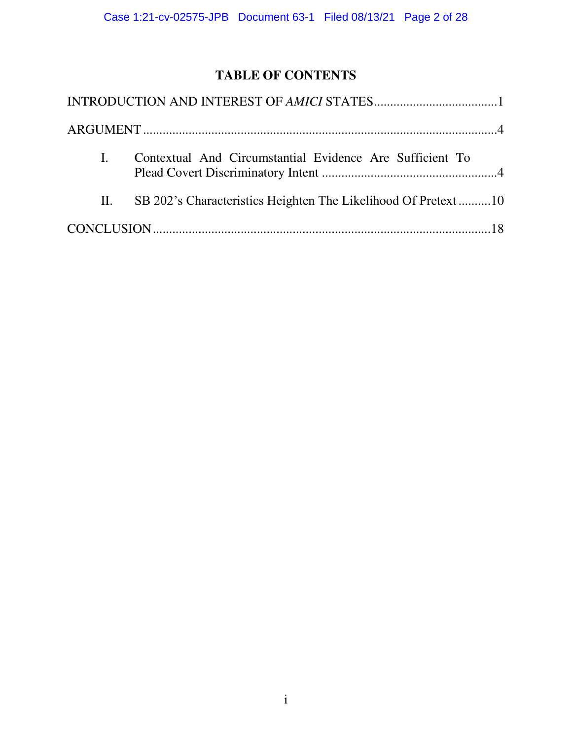# TABLE OF CONTENTS

INTRODUCTION AND INTEREST OF *AMICI* STATES .....................................1

ARGUMENT .....................................................................................................4

I. Contextual And Circumstantial Evidence Are Sufficient To Plead Covert Discriminatory Intent .....................................................4

II. SB 202's Characteristics Heighten The Likelihood Of Pretext ..........10

CONCLUSION ..................................................................................................18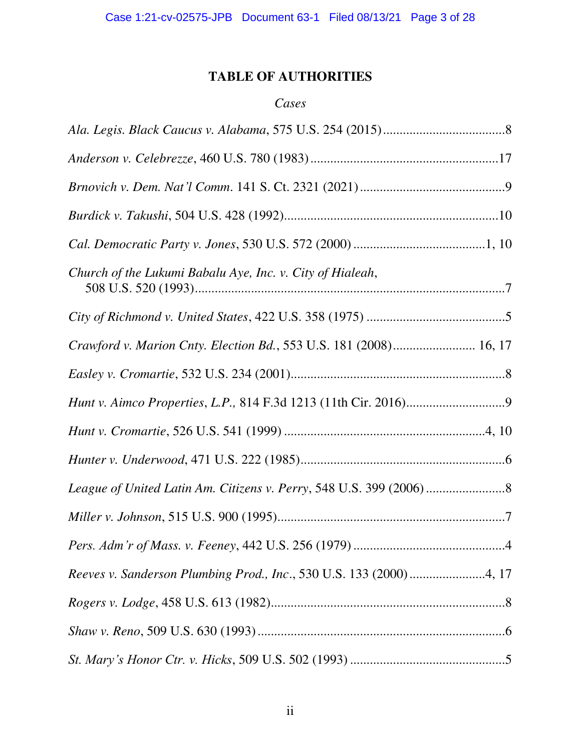# TABLE OF AUTHORITIES

## *Cases*

*Ala. Legis. Black Caucus v. Alabama*, 575 U.S. 254 (2015) .....................................8

*Anderson v. Celebrezze*, 460 U.S. 780 (1983) .........................................................17

*Brnovich v. Dem. Nat'l Comm*. 141 S. Ct. 2321 (2021) ...........................................9

*Burdick v. Takushi*, 504 U.S. 428 (1992)................................................................10

*Cal. Democratic Party v. Jones*, 530 U.S. 572 (2000) ........................................1, 10

*Church of the Lukumi Babalu Aye, Inc. v. City of Hialeah*, 508 U.S. 520 (1993)............................................................................................7

*City of Richmond v. United States*, 422 U.S. 358 (1975) ..........................................5

*Crawford v. Marion Cnty. Election Bd.*, 553 U.S. 181 (2008)........................ 16, 17

*Easley v. Cromartie*, 532 U.S. 234 (2001)................................................................8

*Hunt v. Aimco Properties, L.P.,* 814 F.3d 1213 (11th Cir. 2016).............................9

*Hunt v. Cromartie*, 526 U.S. 541 (1999) .............................................................4, 10

*Hunter v. Underwood*, 471 U.S. 222 (1985).............................................................6

*League of United Latin Am. Citizens v. Perry*, 548 U.S. 399 (2006) ........................8

*Miller v. Johnson*, 515 U.S. 900 (1995)....................................................................7

*Pers. Adm'r of Mass. v. Feeney*, 442 U.S. 256 (1979) .............................................4

*Reeves v. Sanderson Plumbing Prod., Inc*., 530 U.S. 133 (2000).......................4, 17

*Rogers v. Lodge*, 458 U.S. 613 (1982)......................................................................8

*Shaw v. Reno*, 509 U.S. 630 (1993) ..........................................................................6

*St. Mary's Honor Ctr. v. Hicks*, 509 U.S. 502 (1993) ...............................................5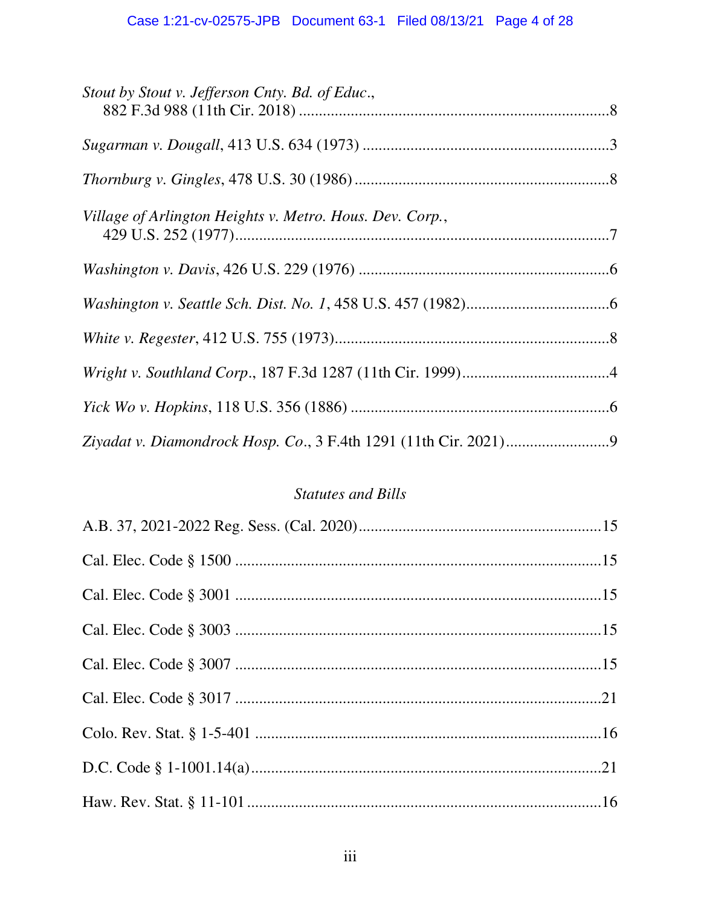*Stout by Stout v. Jefferson Cnty. Bd. of Educ.*, 882 F.3d 988 (11th Cir. 2018) ....................................................................8

*Sugarman v. Dougall*, 413 U.S. 634 (1973) ....................................................................3

*Thornburg v. Gingles*, 478 U.S. 30 (1986) ....................................................................8

*Village of Arlington Heights v. Metro. Hous. Dev. Corp.*, 429 U.S. 252 (1977)....................................................................7

*Washington v. Davis*, 426 U.S. 229 (1976) ....................................................................6

*Washington v. Seattle Sch. Dist. No. 1*, 458 U.S. 457 (1982)....................................................................6

*White v. Regester*, 412 U.S. 755 (1973)....................................................................8

*Wright v. Southland Corp.*, 187 F.3d 1287 (11th Cir. 1999)....................................................................4

*Yick Wo v. Hopkins*, 118 U.S. 356 (1886) ....................................................................6

*Ziyadat v. Diamondrock Hosp. Co.*, 3 F.4th 1291 (11th Cir. 2021)....................................................................9

### *Statutes and Bills*

A.B. 37, 2021-2022 Reg. Sess. (Cal. 2020)....................................................................15

Cal. Elec. Code § 1500 ....................................................................15

Cal. Elec. Code § 3001 ....................................................................15

Cal. Elec. Code § 3003 ....................................................................15

Cal. Elec. Code § 3007 ....................................................................15

Cal. Elec. Code § 3017 ....................................................................21

Colo. Rev. Stat. § 1-5-401 ....................................................................16

D.C. Code § 1-1001.14(a)....................................................................21

Haw. Rev. Stat. § 11-101 ....................................................................16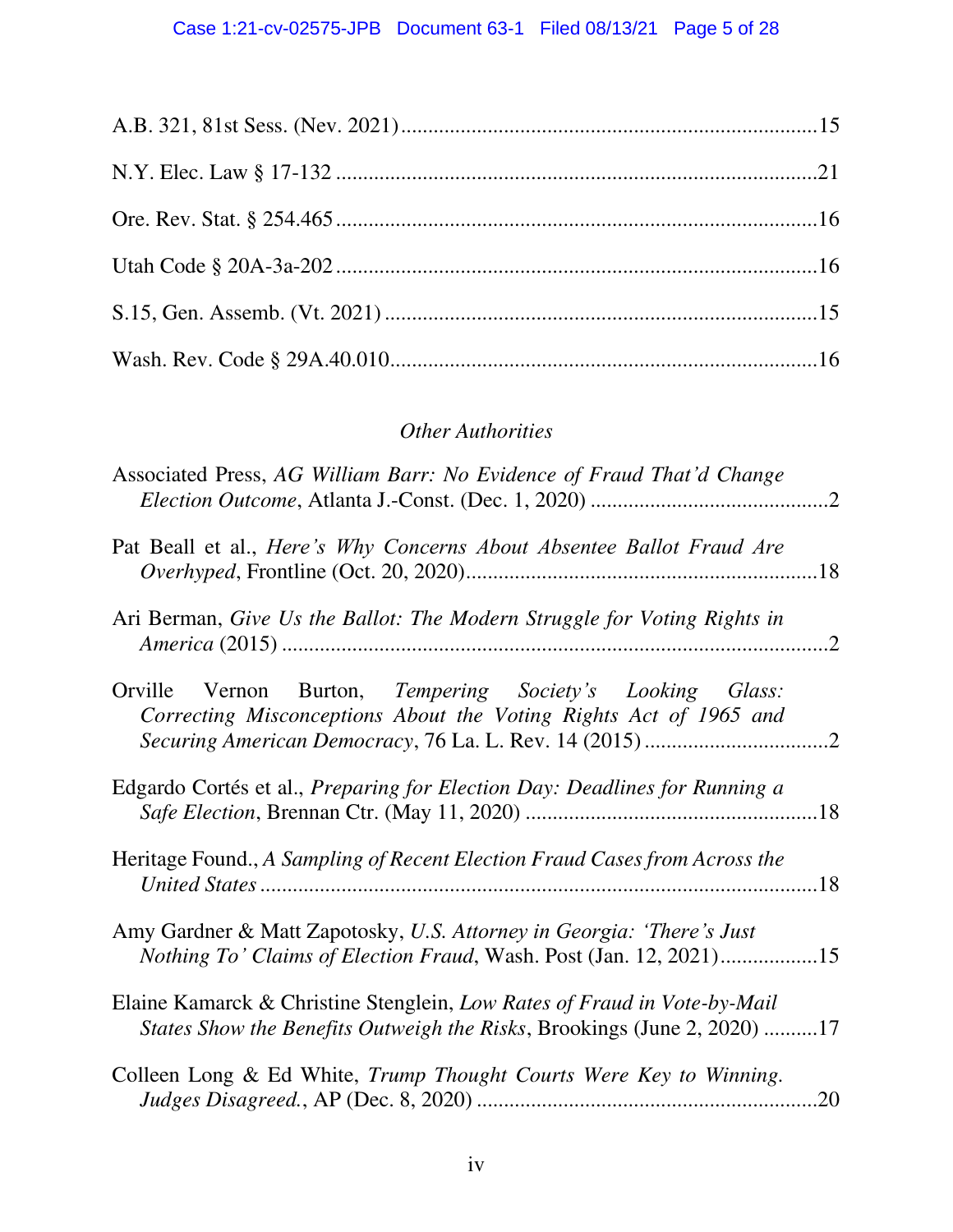A.B. 321, 81st Sess. (Nev. 2021) .......................................................................15

N.Y. Elec. Law § 17-132 .......................................................................21

Ore. Rev. Stat. § 254.465 .......................................................................16

Utah Code § 20A-3a-202 .......................................................................16

S.15, Gen. Assemb. (Vt. 2021) .......................................................................15

Wash. Rev. Code § 29A.40.010 .......................................................................16

*Other Authorities*

Associated Press, *AG William Barr: No Evidence of Fraud That'd Change Election Outcome*, Atlanta J.-Const. (Dec. 1, 2020) ..........................................2

Pat Beall et al., *Here's Why Concerns About Absentee Ballot Fraud Are Overhyped*, Frontline (Oct. 20, 2020) ..........................................18

Ari Berman, *Give Us the Ballot: The Modern Struggle for Voting Rights in America* (2015) ..........................................2

Orville Vernon Burton, *Tempering Society's Looking Glass: Correcting Misconceptions About the Voting Rights Act of 1965 and Securing American Democracy*, 76 La. L. Rev. 14 (2015) ..........................................2

Edgardo Cortés et al., *Preparing for Election Day: Deadlines for Running a Safe Election*, Brennan Ctr. (May 11, 2020) ..........................................18

Heritage Found., *A Sampling of Recent Election Fraud Cases from Across the United States* ..........................................18

Amy Gardner & Matt Zapotosky, *U.S. Attorney in Georgia: 'There's Just Nothing To' Claims of Election Fraud*, Wash. Post (Jan. 12, 2021) ..........................................15

Elaine Kamarck & Christine Stenglein, *Low Rates of Fraud in Vote-by-Mail States Show the Benefits Outweigh the Risks*, Brookings (June 2, 2020) ..........17

Colleen Long & Ed White, *Trump Thought Courts Were Key to Winning. Judges Disagreed.*, AP (Dec. 8, 2020) ..........................................20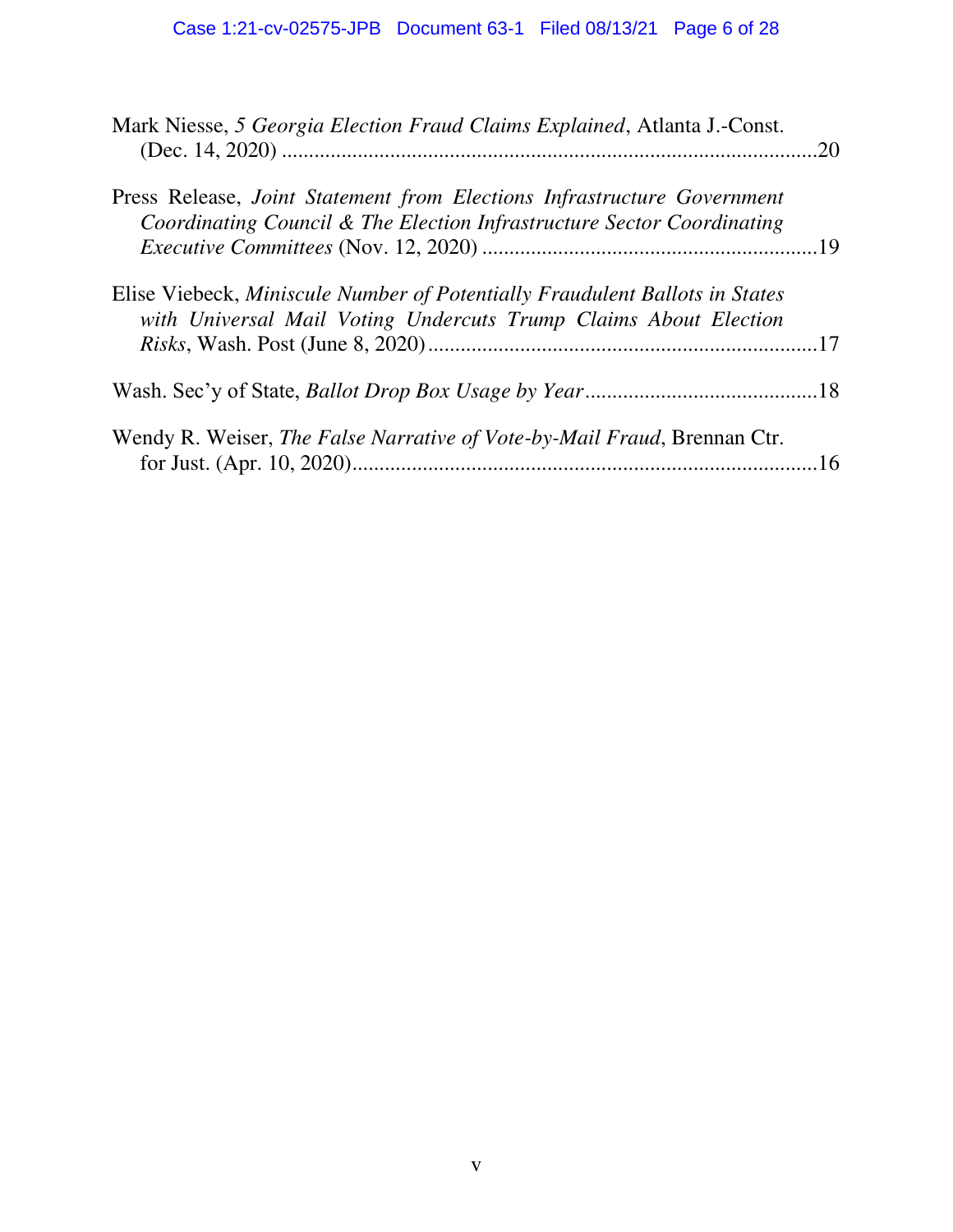Mark Niesse, *5 Georgia Election Fraud Claims Explained*, Atlanta J.-Const. (Dec. 14, 2020) ....................................................................................................20

Press Release, *Joint Statement from Elections Infrastructure Government Coordinating Council & The Election Infrastructure Sector Coordinating Executive Committees* (Nov. 12, 2020) ..............................................................19

Elise Viebeck, *Miniscule Number of Potentially Fraudulent Ballots in States with Universal Mail Voting Undercuts Trump Claims About Election Risks*, Wash. Post (June 8, 2020) ........................................................................17

Wash. Sec'y of State, *Ballot Drop Box Usage by Year* ..........................................18

Wendy R. Weiser, *The False Narrative of Vote-by-Mail Fraud*, Brennan Ctr. for Just. (Apr. 10, 2020).....................................................................................16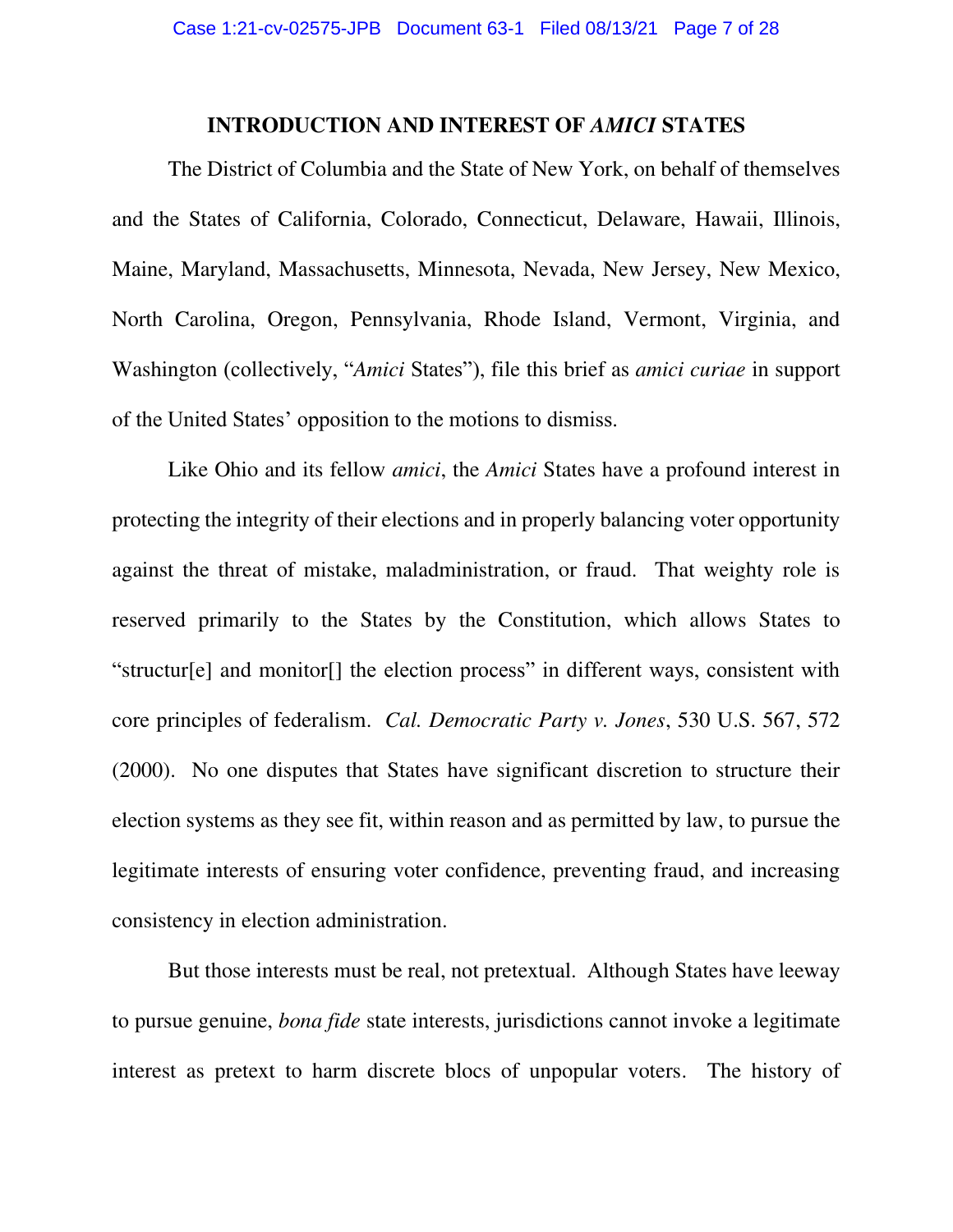## INTRODUCTION AND INTEREST OF *AMICI* STATES

The District of Columbia and the State of New York, on behalf of themselves and the States of California, Colorado, Connecticut, Delaware, Hawaii, Illinois, Maine, Maryland, Massachusetts, Minnesota, Nevada, New Jersey, New Mexico, North Carolina, Oregon, Pennsylvania, Rhode Island, Vermont, Virginia, and Washington (collectively, "*Amici* States"), file this brief as *amici curiae* in support of the United States' opposition to the motions to dismiss.

Like Ohio and its fellow *amici*, the *Amici* States have a profound interest in protecting the integrity of their elections and in properly balancing voter opportunity against the threat of mistake, maladministration, or fraud. That weighty role is reserved primarily to the States by the Constitution, which allows States to "structur[e] and monitor[] the election process" in different ways, consistent with core principles of federalism. *Cal. Democratic Party v. Jones*, 530 U.S. 567, 572 (2000). No one disputes that States have significant discretion to structure their election systems as they see fit, within reason and as permitted by law, to pursue the legitimate interests of ensuring voter confidence, preventing fraud, and increasing consistency in election administration.

But those interests must be real, not pretextual. Although States have leeway to pursue genuine, *bona fide* state interests, jurisdictions cannot invoke a legitimate interest as pretext to harm discrete blocs of unpopular voters. The history of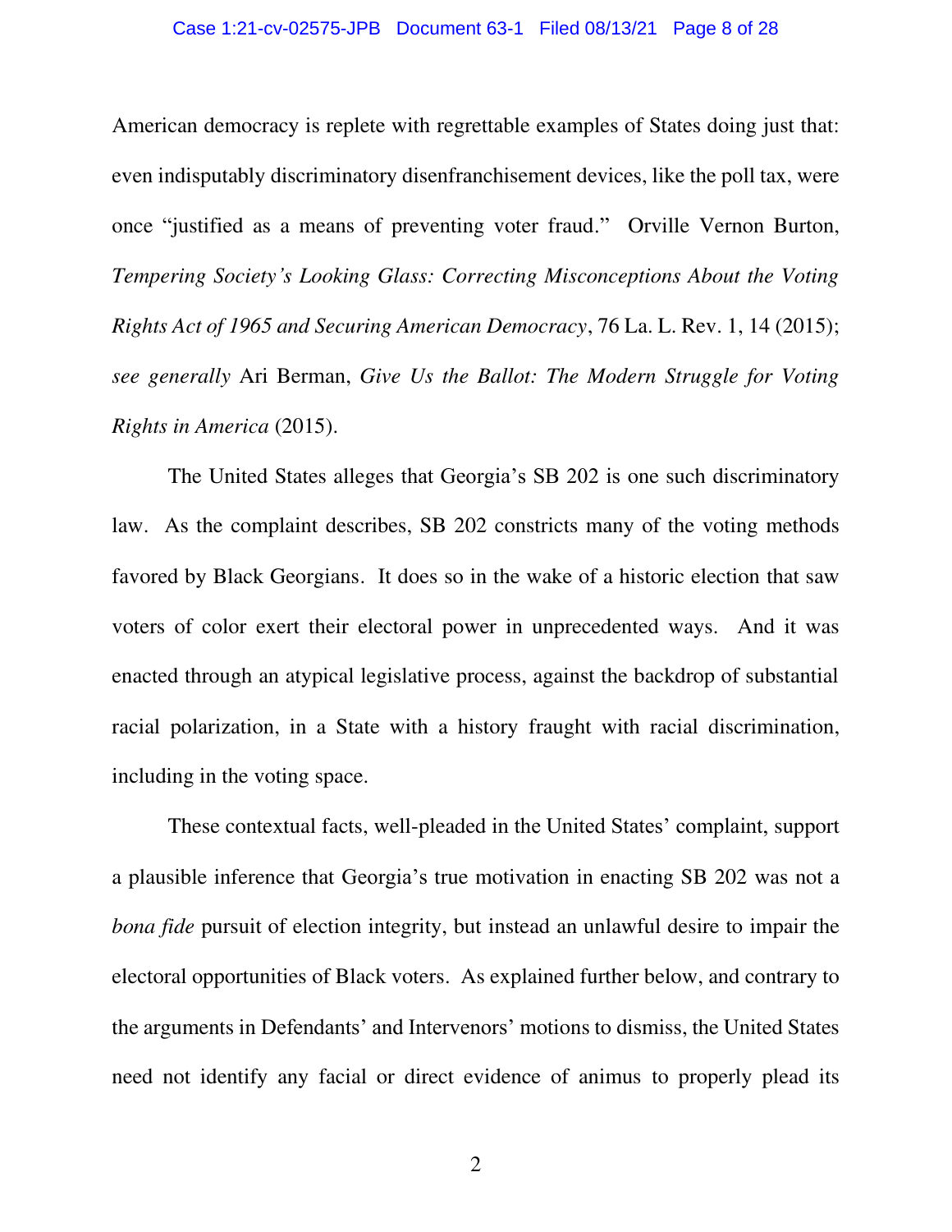American democracy is replete with regrettable examples of States doing just that: even indisputably discriminatory disenfranchisement devices, like the poll tax, were once "justified as a means of preventing voter fraud." Orville Vernon Burton, *Tempering Society's Looking Glass: Correcting Misconceptions About the Voting Rights Act of 1965 and Securing American Democracy*, 76 La. L. Rev. 1, 14 (2015); *see generally* Ari Berman, *Give Us the Ballot: The Modern Struggle for Voting Rights in America* (2015).

The United States alleges that Georgia's SB 202 is one such discriminatory law. As the complaint describes, SB 202 constricts many of the voting methods favored by Black Georgians. It does so in the wake of a historic election that saw voters of color exert their electoral power in unprecedented ways. And it was enacted through an atypical legislative process, against the backdrop of substantial racial polarization, in a State with a history fraught with racial discrimination, including in the voting space.

These contextual facts, well-pleaded in the United States' complaint, support a plausible inference that Georgia's true motivation in enacting SB 202 was not a *bona fide* pursuit of election integrity, but instead an unlawful desire to impair the electoral opportunities of Black voters. As explained further below, and contrary to the arguments in Defendants' and Intervenors' motions to dismiss, the United States need not identify any facial or direct evidence of animus to properly plead its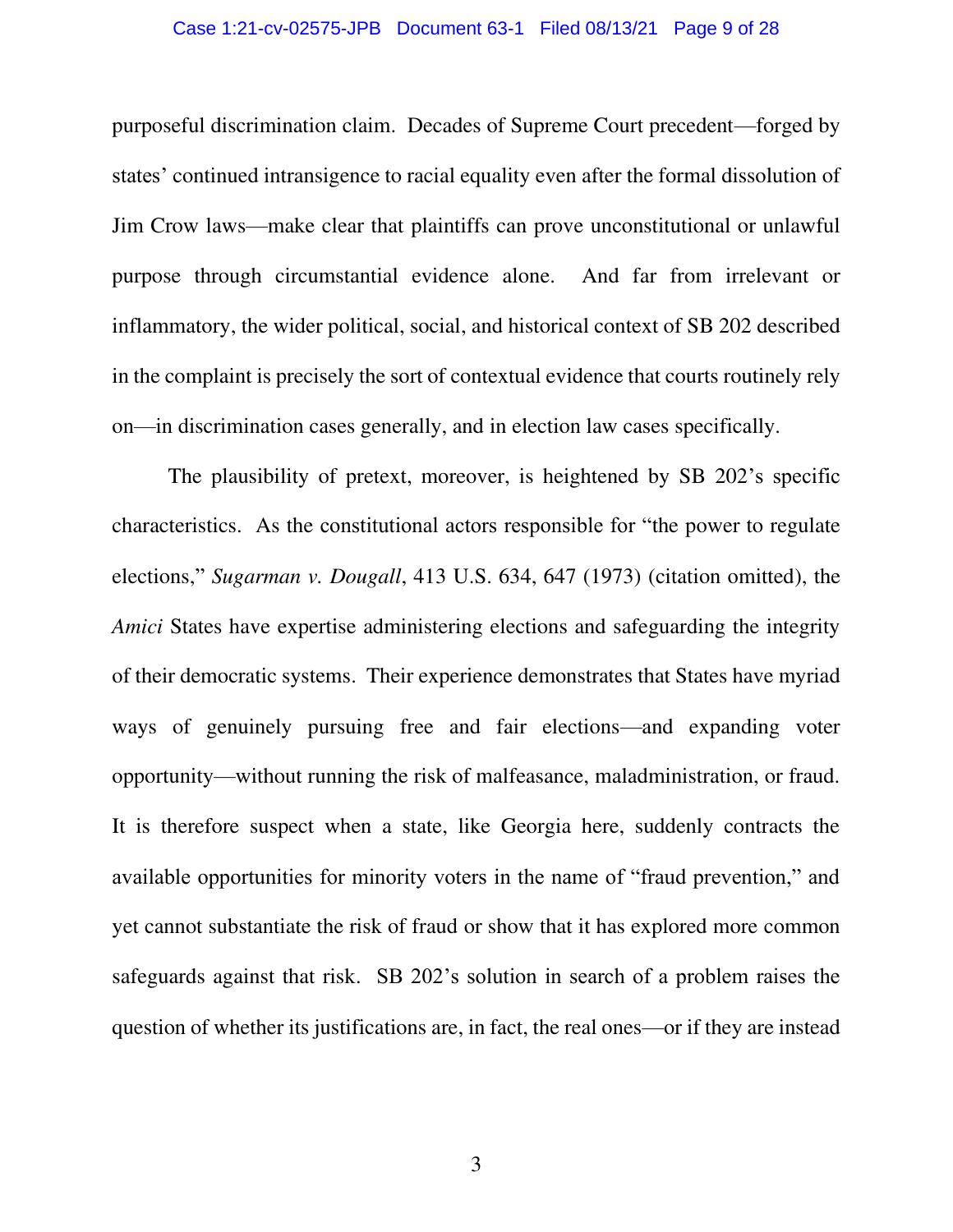purposeful discrimination claim. Decades of Supreme Court precedent—forged by states' continued intransigence to racial equality even after the formal dissolution of Jim Crow laws—make clear that plaintiffs can prove unconstitutional or unlawful purpose through circumstantial evidence alone. And far from irrelevant or inflammatory, the wider political, social, and historical context of SB 202 described in the complaint is precisely the sort of contextual evidence that courts routinely rely on—in discrimination cases generally, and in election law cases specifically.

The plausibility of pretext, moreover, is heightened by SB 202's specific characteristics. As the constitutional actors responsible for "the power to regulate elections," *Sugarman v. Dougall*, 413 U.S. 634, 647 (1973) (citation omitted), the *Amici* States have expertise administering elections and safeguarding the integrity of their democratic systems. Their experience demonstrates that States have myriad ways of genuinely pursuing free and fair elections—and expanding voter opportunity—without running the risk of malfeasance, maladministration, or fraud. It is therefore suspect when a state, like Georgia here, suddenly contracts the available opportunities for minority voters in the name of "fraud prevention," and yet cannot substantiate the risk of fraud or show that it has explored more common safeguards against that risk. SB 202's solution in search of a problem raises the question of whether its justifications are, in fact, the real ones—or if they are instead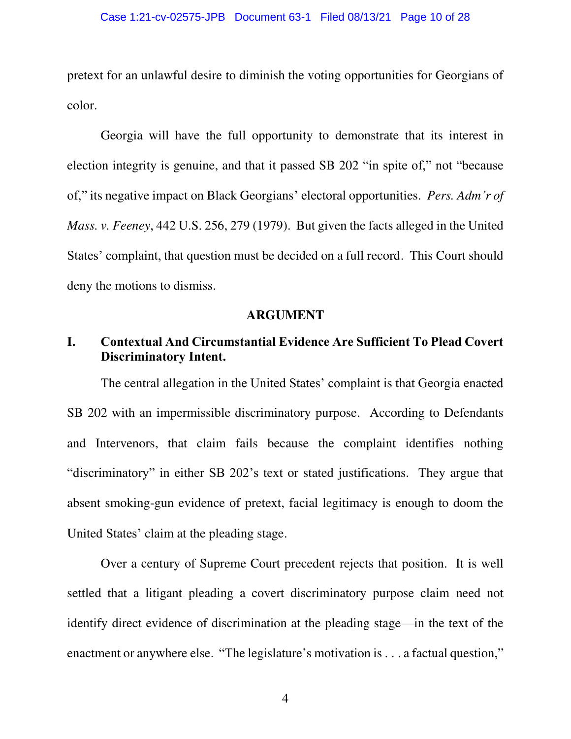pretext for an unlawful desire to diminish the voting opportunities for Georgians of color.

Georgia will have the full opportunity to demonstrate that its interest in election integrity is genuine, and that it passed SB 202 "in spite of," not "because of," its negative impact on Black Georgians' electoral opportunities. *Pers. Adm'r of Mass. v. Feeney*, 442 U.S. 256, 279 (1979). But given the facts alleged in the United States' complaint, that question must be decided on a full record. This Court should deny the motions to dismiss.

## ARGUMENT

### I. Contextual And Circumstantial Evidence Are Sufficient To Plead Covert Discriminatory Intent.

The central allegation in the United States' complaint is that Georgia enacted SB 202 with an impermissible discriminatory purpose. According to Defendants and Intervenors, that claim fails because the complaint identifies nothing "discriminatory" in either SB 202's text or stated justifications. They argue that absent smoking-gun evidence of pretext, facial legitimacy is enough to doom the United States' claim at the pleading stage.

Over a century of Supreme Court precedent rejects that position. It is well settled that a litigant pleading a covert discriminatory purpose claim need not identify direct evidence of discrimination at the pleading stage—in the text of the enactment or anywhere else. "The legislature's motivation is . . . a factual question,"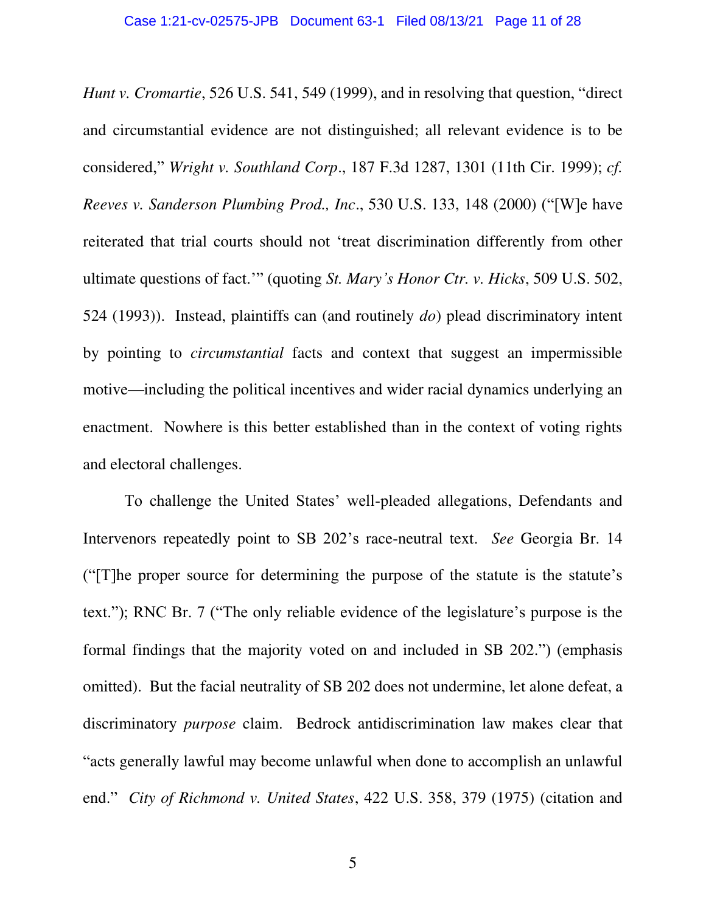*Hunt v. Cromartie*, 526 U.S. 541, 549 (1999), and in resolving that question, "direct and circumstantial evidence are not distinguished; all relevant evidence is to be considered," *Wright v. Southland Corp*., 187 F.3d 1287, 1301 (11th Cir. 1999); *cf. Reeves v. Sanderson Plumbing Prod., Inc*., 530 U.S. 133, 148 (2000) ("[W]e have reiterated that trial courts should not 'treat discrimination differently from other ultimate questions of fact.'" (quoting *St. Mary's Honor Ctr. v. Hicks*, 509 U.S. 502, 524 (1993)). Instead, plaintiffs can (and routinely *do*) plead discriminatory intent by pointing to *circumstantial* facts and context that suggest an impermissible motive—including the political incentives and wider racial dynamics underlying an enactment. Nowhere is this better established than in the context of voting rights and electoral challenges.

To challenge the United States' well-pleaded allegations, Defendants and Intervenors repeatedly point to SB 202's race-neutral text. *See* Georgia Br. 14 ("[T]he proper source for determining the purpose of the statute is the statute's text."); RNC Br. 7 ("The only reliable evidence of the legislature's purpose is the formal findings that the majority voted on and included in SB 202.") (emphasis omitted). But the facial neutrality of SB 202 does not undermine, let alone defeat, a discriminatory *purpose* claim. Bedrock antidiscrimination law makes clear that "acts generally lawful may become unlawful when done to accomplish an unlawful end." *City of Richmond v. United States*, 422 U.S. 358, 379 (1975) (citation and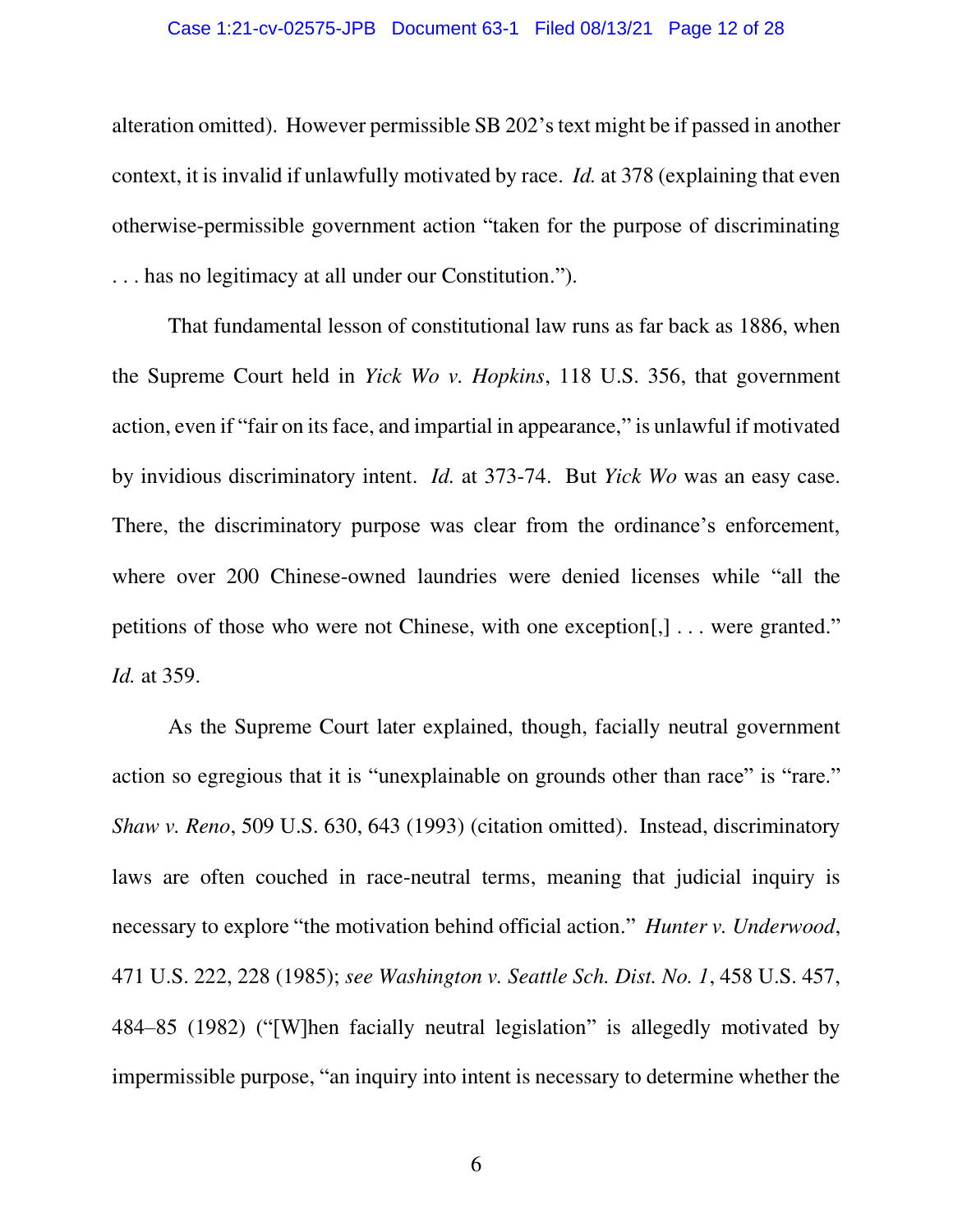alteration omitted). However permissible SB 202's text might be if passed in another context, it is invalid if unlawfully motivated by race. *Id.* at 378 (explaining that even otherwise-permissible government action "taken for the purpose of discriminating . . . has no legitimacy at all under our Constitution.").

That fundamental lesson of constitutional law runs as far back as 1886, when the Supreme Court held in *Yick Wo v. Hopkins*, 118 U.S. 356, that government action, even if "fair on its face, and impartial in appearance," is unlawful if motivated by invidious discriminatory intent. *Id.* at 373-74. But *Yick Wo* was an easy case. There, the discriminatory purpose was clear from the ordinance's enforcement, where over 200 Chinese-owned laundries were denied licenses while "all the petitions of those who were not Chinese, with one exception[,] . . . were granted." *Id.* at 359.

As the Supreme Court later explained, though, facially neutral government action so egregious that it is "unexplainable on grounds other than race" is "rare." *Shaw v. Reno*, 509 U.S. 630, 643 (1993) (citation omitted). Instead, discriminatory laws are often couched in race-neutral terms, meaning that judicial inquiry is necessary to explore "the motivation behind official action." *Hunter v. Underwood*, 471 U.S. 222, 228 (1985); *see Washington v. Seattle Sch. Dist. No. 1*, 458 U.S. 457, 484–85 (1982) ("[W]hen facially neutral legislation" is allegedly motivated by impermissible purpose, "an inquiry into intent is necessary to determine whether the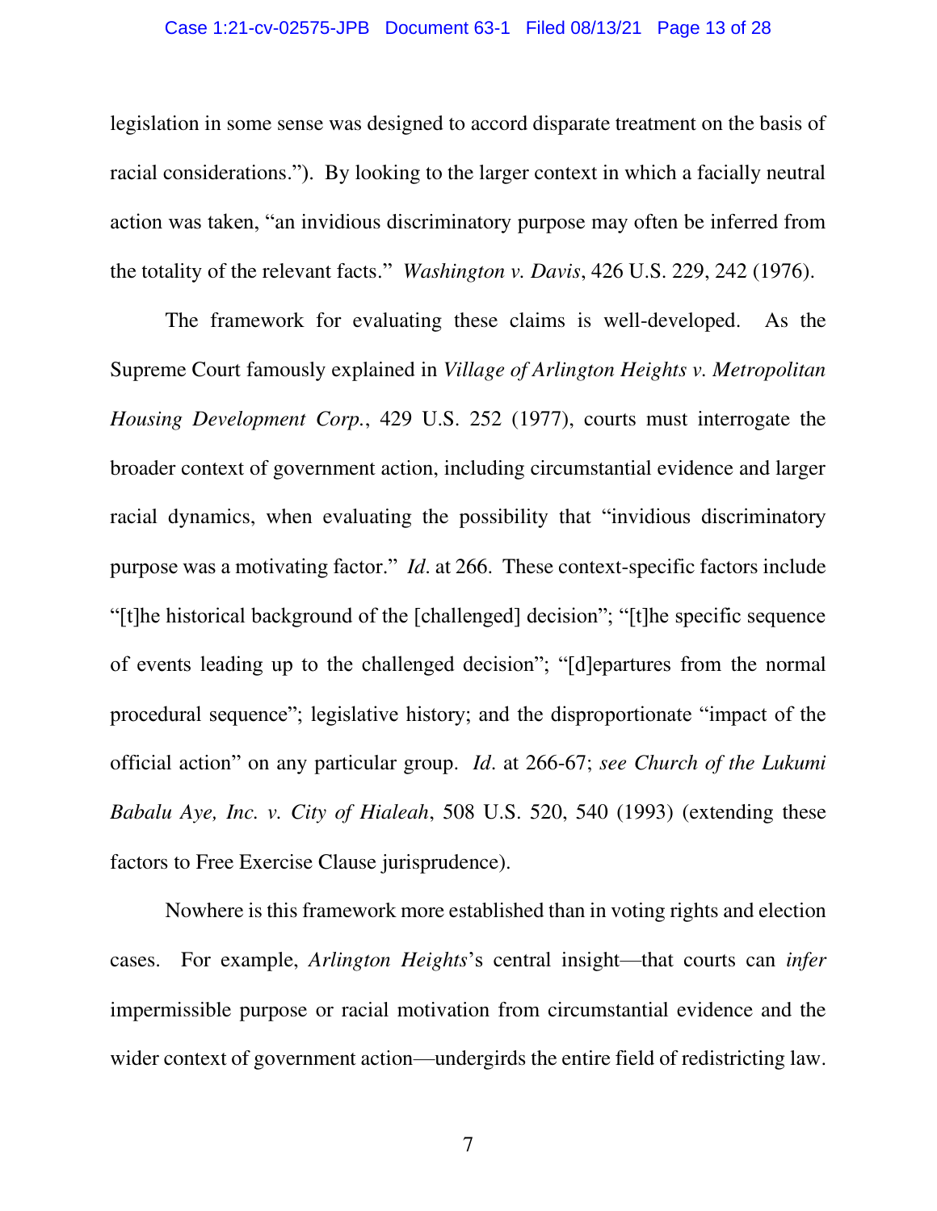legislation in some sense was designed to accord disparate treatment on the basis of racial considerations."). By looking to the larger context in which a facially neutral action was taken, "an invidious discriminatory purpose may often be inferred from the totality of the relevant facts." *Washington v. Davis*, 426 U.S. 229, 242 (1976).

The framework for evaluating these claims is well-developed. As the Supreme Court famously explained in *Village of Arlington Heights v. Metropolitan Housing Development Corp.*, 429 U.S. 252 (1977), courts must interrogate the broader context of government action, including circumstantial evidence and larger racial dynamics, when evaluating the possibility that "invidious discriminatory purpose was a motivating factor." *Id*. at 266. These context-specific factors include "[t]he historical background of the [challenged] decision"; "[t]he specific sequence of events leading up to the challenged decision"; "[d]epartures from the normal procedural sequence"; legislative history; and the disproportionate "impact of the official action" on any particular group. *Id*. at 266-67; *see Church of the Lukumi Babalu Aye, Inc. v. City of Hialeah*, 508 U.S. 520, 540 (1993) (extending these factors to Free Exercise Clause jurisprudence).

Nowhere is this framework more established than in voting rights and election cases. For example, *Arlington Heights*'s central insight—that courts can *infer* impermissible purpose or racial motivation from circumstantial evidence and the wider context of government action—undergirds the entire field of redistricting law.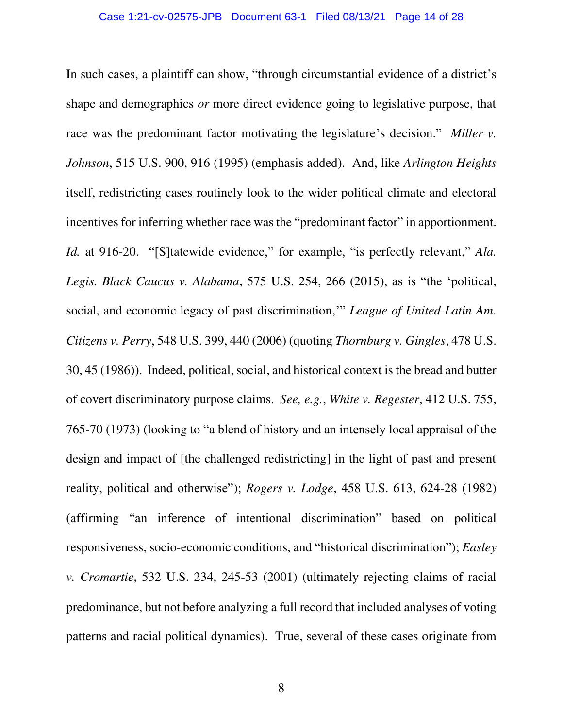In such cases, a plaintiff can show, "through circumstantial evidence of a district's shape and demographics *or* more direct evidence going to legislative purpose, that race was the predominant factor motivating the legislature's decision." *Miller v. Johnson*, 515 U.S. 900, 916 (1995) (emphasis added). And, like *Arlington Heights* itself, redistricting cases routinely look to the wider political climate and electoral incentives for inferring whether race was the "predominant factor" in apportionment. *Id.* at 916-20. "[S]tatewide evidence," for example, "is perfectly relevant," *Ala. Legis. Black Caucus v. Alabama*, 575 U.S. 254, 266 (2015), as is "the 'political, social, and economic legacy of past discrimination,'" *League of United Latin Am. Citizens v. Perry*, 548 U.S. 399, 440 (2006) (quoting *Thornburg v. Gingles*, 478 U.S. 30, 45 (1986)). Indeed, political, social, and historical context is the bread and butter of covert discriminatory purpose claims. *See, e.g.*, *White v. Regester*, 412 U.S. 755, 765-70 (1973) (looking to "a blend of history and an intensely local appraisal of the design and impact of [the challenged redistricting] in the light of past and present reality, political and otherwise"); *Rogers v. Lodge*, 458 U.S. 613, 624-28 (1982) (affirming "an inference of intentional discrimination" based on political responsiveness, socio-economic conditions, and "historical discrimination"); *Easley v. Cromartie*, 532 U.S. 234, 245-53 (2001) (ultimately rejecting claims of racial predominance, but not before analyzing a full record that included analyses of voting patterns and racial political dynamics). True, several of these cases originate from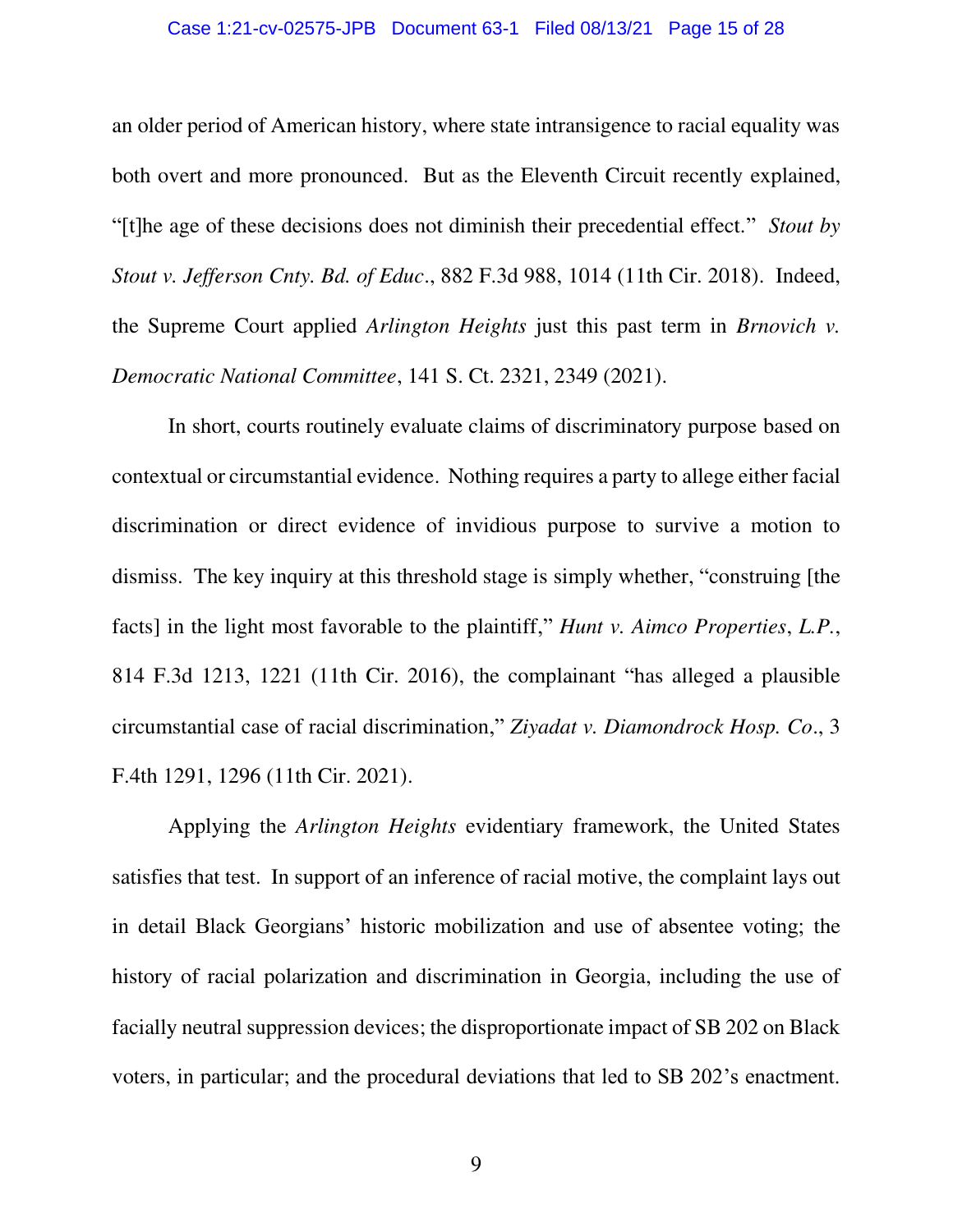an older period of American history, where state intransigence to racial equality was both overt and more pronounced. But as the Eleventh Circuit recently explained, "[t]he age of these decisions does not diminish their precedential effect." *Stout by Stout v. Jefferson Cnty. Bd. of Educ.*, 882 F.3d 988, 1014 (11th Cir. 2018). Indeed, the Supreme Court applied *Arlington Heights* just this past term in *Brnovich v. Democratic National Committee*, 141 S. Ct. 2321, 2349 (2021).

In short, courts routinely evaluate claims of discriminatory purpose based on contextual or circumstantial evidence. Nothing requires a party to allege either facial discrimination or direct evidence of invidious purpose to survive a motion to dismiss. The key inquiry at this threshold stage is simply whether, "construing [the facts] in the light most favorable to the plaintiff," *Hunt v. Aimco Properties, L.P.*, 814 F.3d 1213, 1221 (11th Cir. 2016), the complainant "has alleged a plausible circumstantial case of racial discrimination," *Ziyadat v. Diamondrock Hosp. Co.*, 3 F.4th 1291, 1296 (11th Cir. 2021).

Applying the *Arlington Heights* evidentiary framework, the United States satisfies that test. In support of an inference of racial motive, the complaint lays out in detail Black Georgians' historic mobilization and use of absentee voting; the history of racial polarization and discrimination in Georgia, including the use of facially neutral suppression devices; the disproportionate impact of SB 202 on Black voters, in particular; and the procedural deviations that led to SB 202's enactment.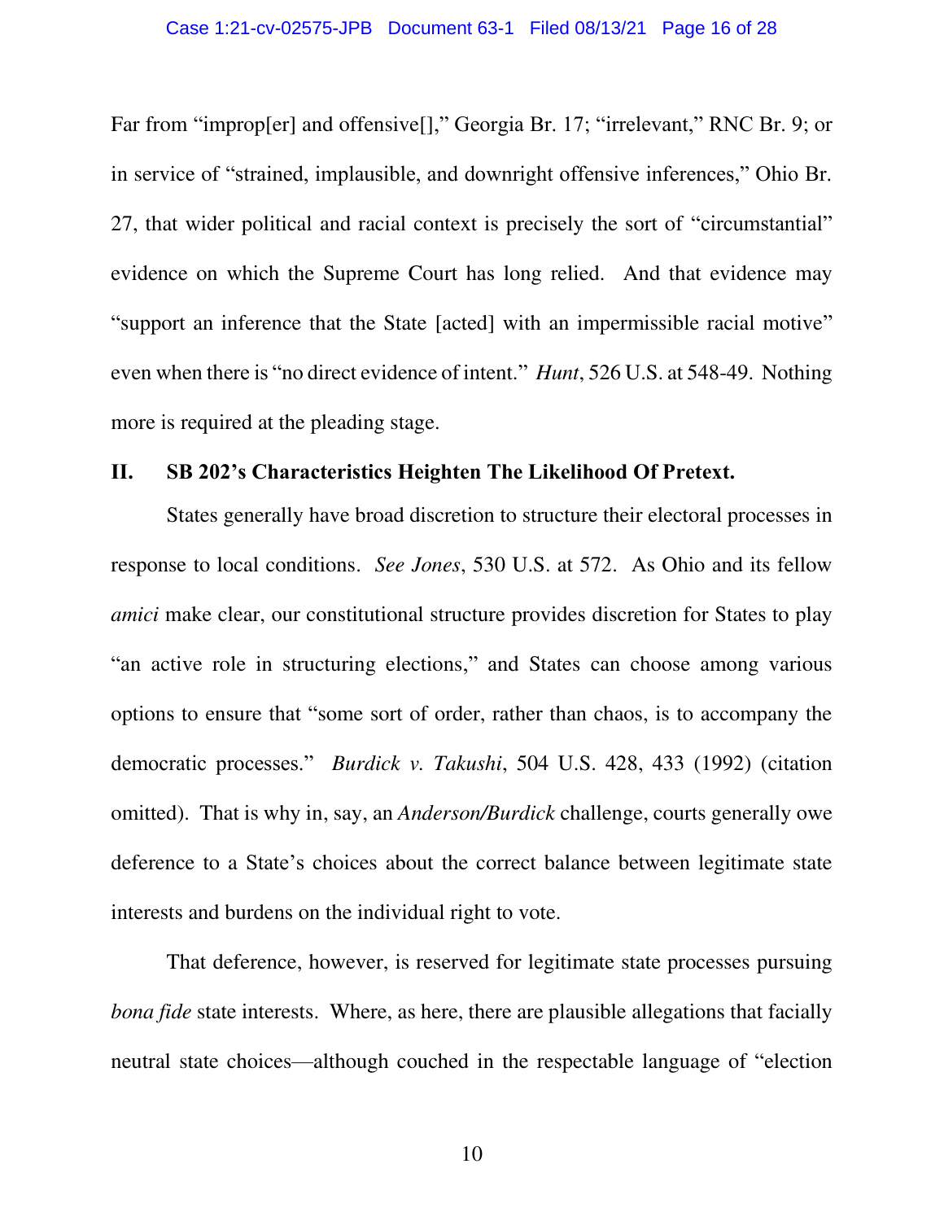Far from "improp[er] and offensive[]," Georgia Br. 17; "irrelevant," RNC Br. 9; or in service of "strained, implausible, and downright offensive inferences," Ohio Br. 27, that wider political and racial context is precisely the sort of "circumstantial" evidence on which the Supreme Court has long relied. And that evidence may "support an inference that the State [acted] with an impermissible racial motive" even when there is "no direct evidence of intent." *Hunt*, 526 U.S. at 548-49. Nothing more is required at the pleading stage.

## II. SB 202's Characteristics Heighten The Likelihood Of Pretext.

States generally have broad discretion to structure their electoral processes in response to local conditions. *See Jones*, 530 U.S. at 572. As Ohio and its fellow *amici* make clear, our constitutional structure provides discretion for States to play "an active role in structuring elections," and States can choose among various options to ensure that "some sort of order, rather than chaos, is to accompany the democratic processes." *Burdick v. Takushi*, 504 U.S. 428, 433 (1992) (citation omitted). That is why in, say, an *Anderson/Burdick* challenge, courts generally owe deference to a State's choices about the correct balance between legitimate state interests and burdens on the individual right to vote.

That deference, however, is reserved for legitimate state processes pursuing *bona fide* state interests. Where, as here, there are plausible allegations that facially neutral state choices—although couched in the respectable language of "election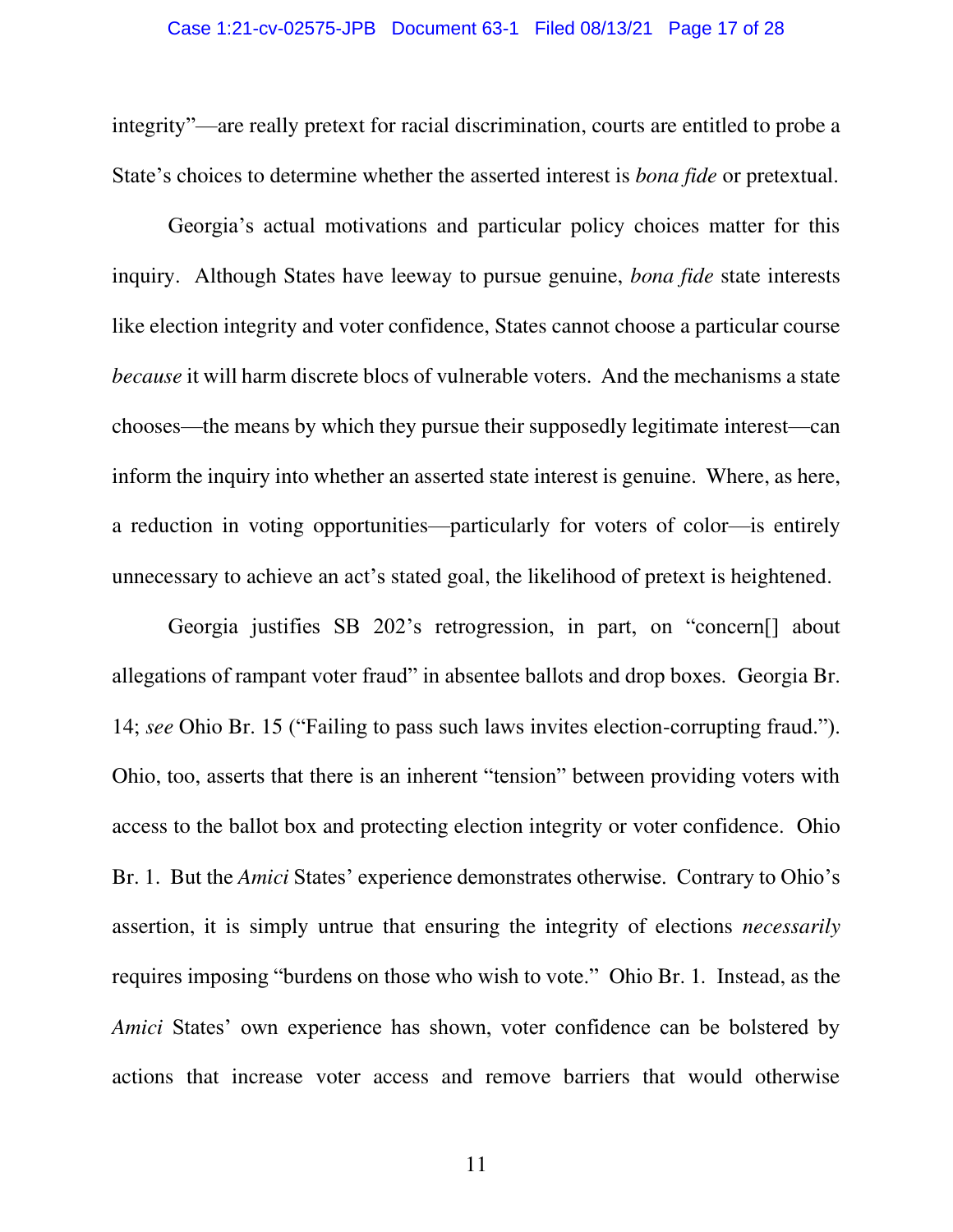integrity"—are really pretext for racial discrimination, courts are entitled to probe a State's choices to determine whether the asserted interest is *bona fide* or pretextual.

Georgia's actual motivations and particular policy choices matter for this inquiry. Although States have leeway to pursue genuine, *bona fide* state interests like election integrity and voter confidence, States cannot choose a particular course *because* it will harm discrete blocs of vulnerable voters. And the mechanisms a state chooses—the means by which they pursue their supposedly legitimate interest—can inform the inquiry into whether an asserted state interest is genuine. Where, as here, a reduction in voting opportunities—particularly for voters of color—is entirely unnecessary to achieve an act's stated goal, the likelihood of pretext is heightened.

Georgia justifies SB 202's retrogression, in part, on "concern[] about allegations of rampant voter fraud" in absentee ballots and drop boxes. Georgia Br. 14; *see* Ohio Br. 15 ("Failing to pass such laws invites election-corrupting fraud."). Ohio, too, asserts that there is an inherent "tension" between providing voters with access to the ballot box and protecting election integrity or voter confidence. Ohio Br. 1. But the *Amici* States' experience demonstrates otherwise. Contrary to Ohio's assertion, it is simply untrue that ensuring the integrity of elections *necessarily* requires imposing "burdens on those who wish to vote." Ohio Br. 1. Instead, as the *Amici* States' own experience has shown, voter confidence can be bolstered by actions that increase voter access and remove barriers that would otherwise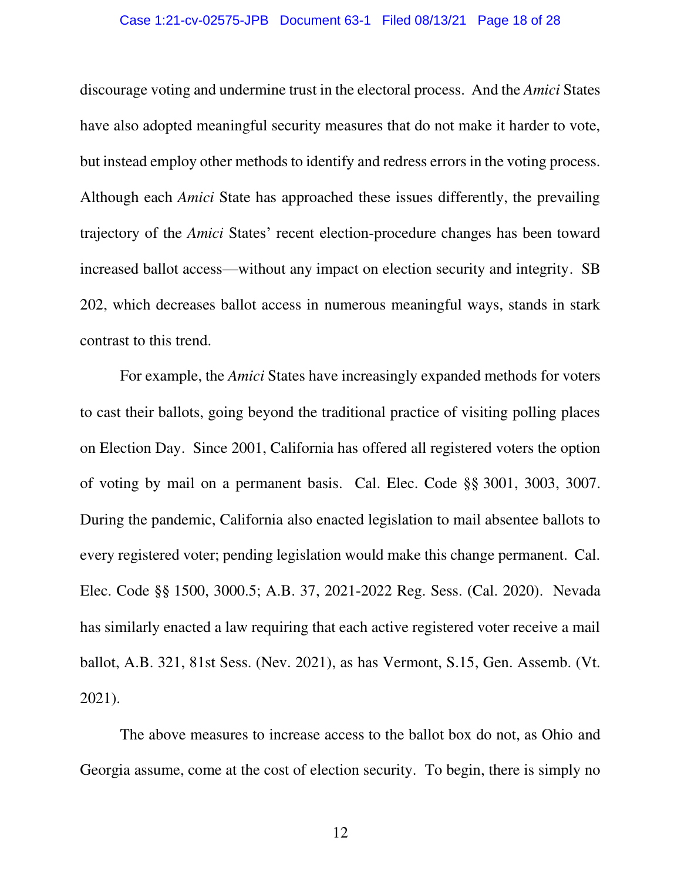discourage voting and undermine trust in the electoral process. And the *Amici* States have also adopted meaningful security measures that do not make it harder to vote, but instead employ other methods to identify and redress errors in the voting process. Although each *Amici* State has approached these issues differently, the prevailing trajectory of the *Amici* States' recent election-procedure changes has been toward increased ballot access—without any impact on election security and integrity. SB 202, which decreases ballot access in numerous meaningful ways, stands in stark contrast to this trend.

For example, the *Amici* States have increasingly expanded methods for voters to cast their ballots, going beyond the traditional practice of visiting polling places on Election Day. Since 2001, California has offered all registered voters the option of voting by mail on a permanent basis. Cal. Elec. Code §§ 3001, 3003, 3007. During the pandemic, California also enacted legislation to mail absentee ballots to every registered voter; pending legislation would make this change permanent. Cal. Elec. Code §§ 1500, 3000.5; A.B. 37, 2021-2022 Reg. Sess. (Cal. 2020). Nevada has similarly enacted a law requiring that each active registered voter receive a mail ballot, A.B. 321, 81st Sess. (Nev. 2021), as has Vermont, S.15, Gen. Assemb. (Vt. 2021).

The above measures to increase access to the ballot box do not, as Ohio and Georgia assume, come at the cost of election security. To begin, there is simply no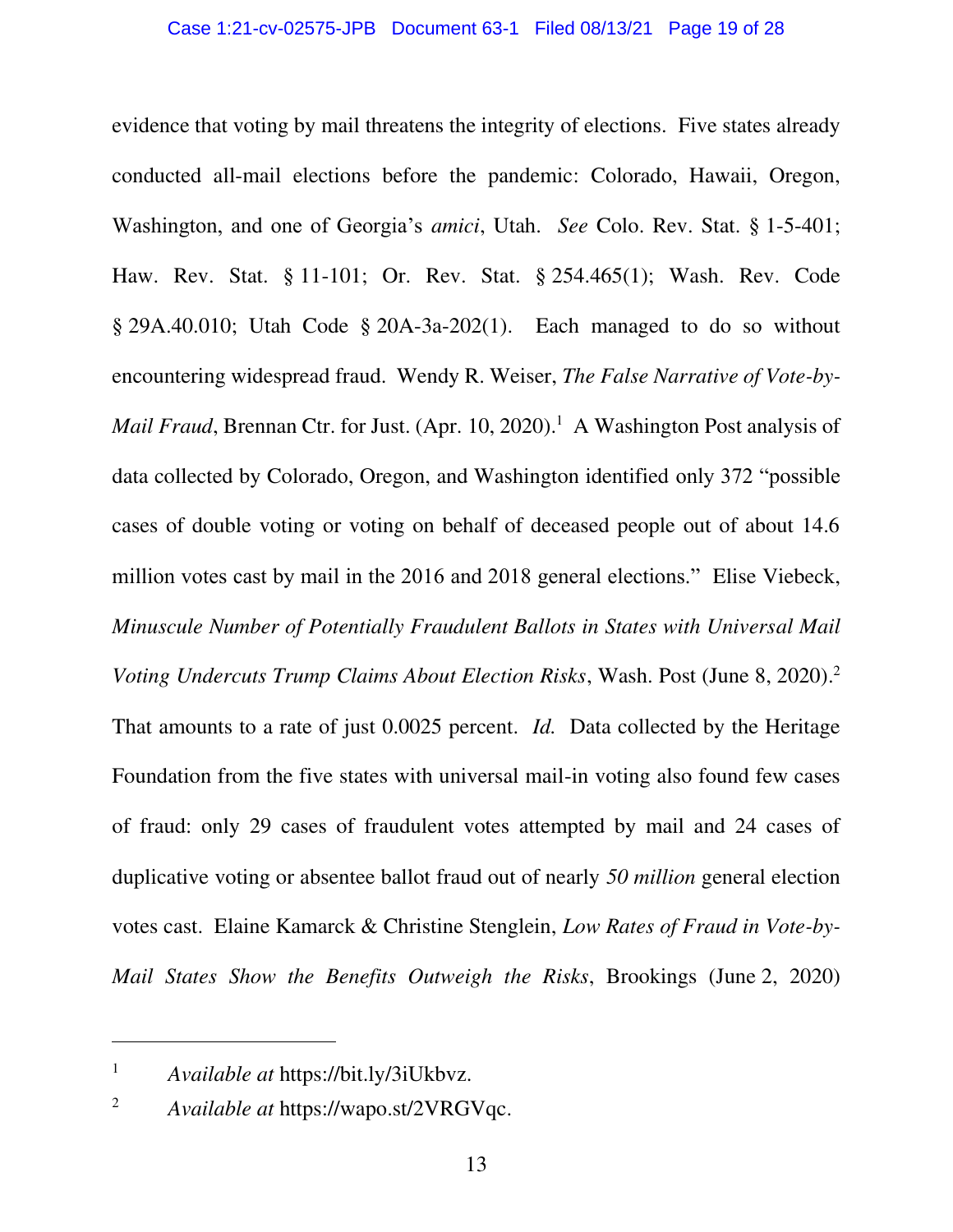evidence that voting by mail threatens the integrity of elections. Five states already conducted all-mail elections before the pandemic: Colorado, Hawaii, Oregon, Washington, and one of Georgia's *amici*, Utah. *See* Colo. Rev. Stat. § 1-5-401; Haw. Rev. Stat. § 11-101; Or. Rev. Stat. § 254.465(1); Wash. Rev. Code § 29A.40.010; Utah Code § 20A-3a-202(1). Each managed to do so without encountering widespread fraud. Wendy R. Weiser, *The False Narrative of Vote-by-Mail Fraud*, Brennan Ctr. for Just. (Apr. 10, 2020).[1] A Washington Post analysis of data collected by Colorado, Oregon, and Washington identified only 372 "possible cases of double voting or voting on behalf of deceased people out of about 14.6 million votes cast by mail in the 2016 and 2018 general elections." Elise Viebeck, *Minuscule Number of Potentially Fraudulent Ballots in States with Universal Mail Voting Undercuts Trump Claims About Election Risks*, Wash. Post (June 8, 2020).[2] That amounts to a rate of just 0.0025 percent. *Id.* Data collected by the Heritage Foundation from the five states with universal mail-in voting also found few cases of fraud: only 29 cases of fraudulent votes attempted by mail and 24 cases of duplicative voting or absentee ballot fraud out of nearly *50 million* general election votes cast. Elaine Kamarck & Christine Stenglein, *Low Rates of Fraud in Vote-by-Mail States Show the Benefits Outweigh the Risks*, Brookings (June 2, 2020)

---

[1] *Available at* https://bit.ly/3iUkbvz.

[2] *Available at* https://wapo.st/2VRGVqc.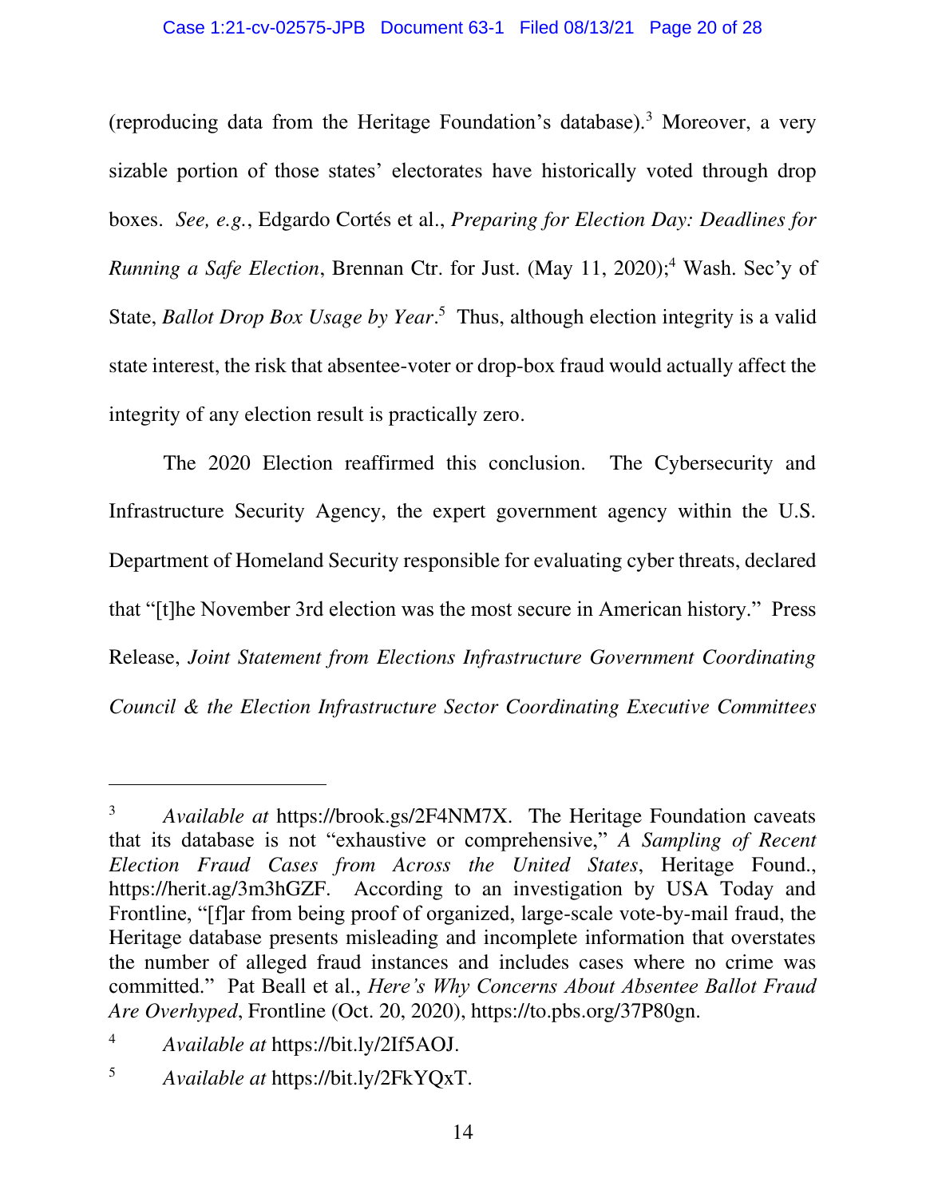(reproducing data from the Heritage Foundation's database).[3] Moreover, a very sizable portion of those states' electorates have historically voted through drop boxes. *See, e.g.*, Edgardo Cortés et al., *Preparing for Election Day: Deadlines for Running a Safe Election*, Brennan Ctr. for Just. (May 11, 2020);[4] Wash. Sec'y of State, *Ballot Drop Box Usage by Year*.[5] Thus, although election integrity is a valid state interest, the risk that absentee-voter or drop-box fraud would actually affect the integrity of any election result is practically zero.

The 2020 Election reaffirmed this conclusion. The Cybersecurity and Infrastructure Security Agency, the expert government agency within the U.S. Department of Homeland Security responsible for evaluating cyber threats, declared that "[t]he November 3rd election was the most secure in American history." Press Release, *Joint Statement from Elections Infrastructure Government Coordinating Council & the Election Infrastructure Sector Coordinating Executive Committees*

---

[3] *Available at* https://brook.gs/2F4NM7X. The Heritage Foundation caveats that its database is not "exhaustive or comprehensive," *A Sampling of Recent Election Fraud Cases from Across the United States*, Heritage Found., https://herit.ag/3m3hGZF. According to an investigation by USA Today and Frontline, "[f]ar from being proof of organized, large-scale vote-by-mail fraud, the Heritage database presents misleading and incomplete information that overstates the number of alleged fraud instances and includes cases where no crime was committed." Pat Beall et al., *Here's Why Concerns About Absentee Ballot Fraud Are Overhyped*, Frontline (Oct. 20, 2020), https://to.pbs.org/37P80gn.

[4] *Available at* https://bit.ly/2If5AOJ.

[5] *Available at* https://bit.ly/2FkYQxT.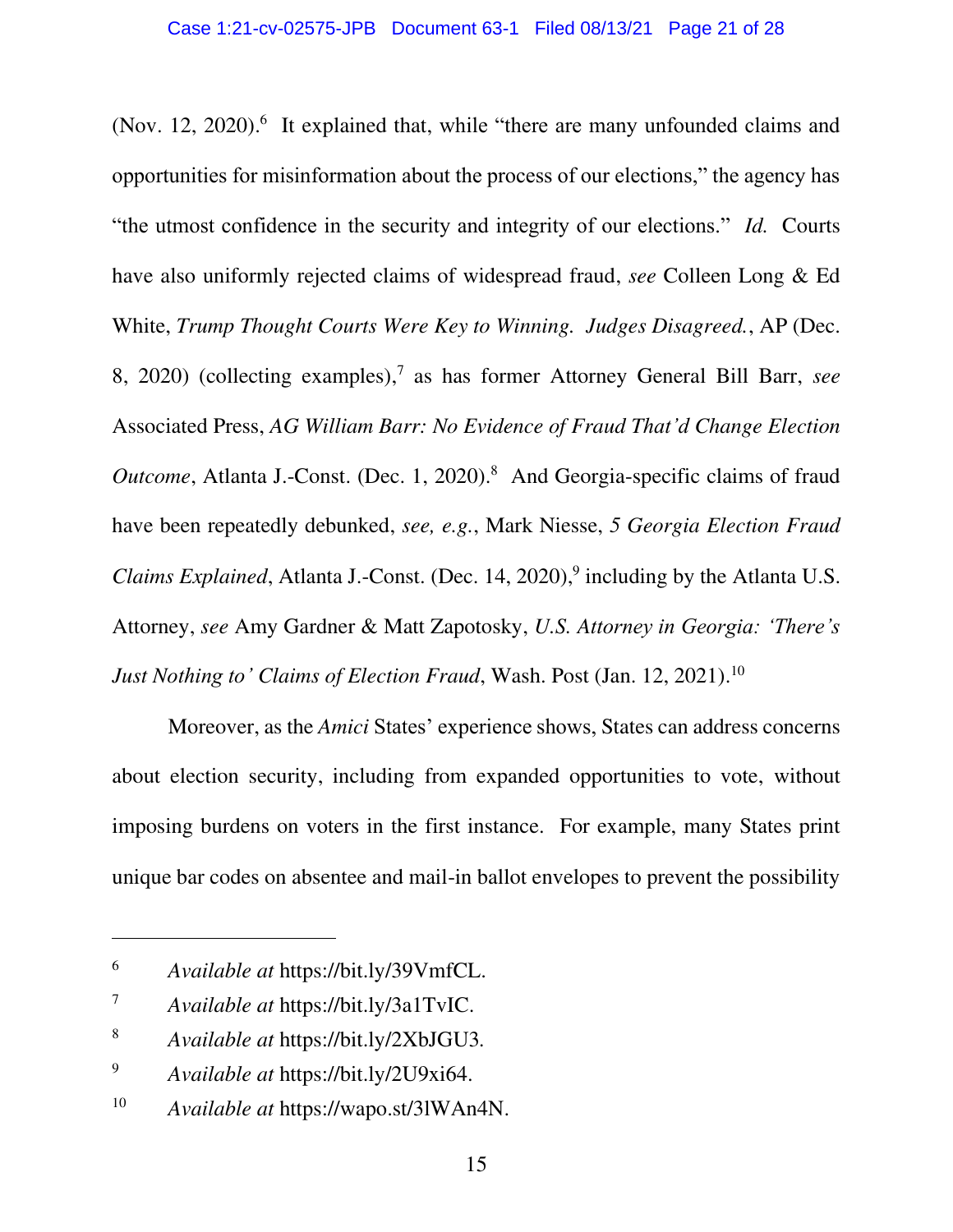(Nov. 12, 2020).[6] It explained that, while "there are many unfounded claims and opportunities for misinformation about the process of our elections," the agency has "the utmost confidence in the security and integrity of our elections." *Id.* Courts have also uniformly rejected claims of widespread fraud, *see* Colleen Long & Ed White, *Trump Thought Courts Were Key to Winning. Judges Disagreed.*, AP (Dec. 8, 2020) (collecting examples),[7] as has former Attorney General Bill Barr, *see* Associated Press, *AG William Barr: No Evidence of Fraud That'd Change Election Outcome*, Atlanta J.-Const. (Dec. 1, 2020).[8] And Georgia-specific claims of fraud have been repeatedly debunked, *see, e.g.*, Mark Niesse, *5 Georgia Election Fraud Claims Explained*, Atlanta J.-Const. (Dec. 14, 2020),[9] including by the Atlanta U.S. Attorney, *see* Amy Gardner & Matt Zapotosky, *U.S. Attorney in Georgia: 'There's Just Nothing to' Claims of Election Fraud*, Wash. Post (Jan. 12, 2021).[10]

Moreover, as the *Amici* States' experience shows, States can address concerns about election security, including from expanded opportunities to vote, without imposing burdens on voters in the first instance. For example, many States print unique bar codes on absentee and mail-in ballot envelopes to prevent the possibility

---

[6] *Available at* https://bit.ly/39VmfCL.

[7] *Available at* https://bit.ly/3a1TvIC.

[8] *Available at* https://bit.ly/2XbJGU3.

[9] *Available at* https://bit.ly/2U9xi64.

[10] *Available at* https://wapo.st/3lWAn4N.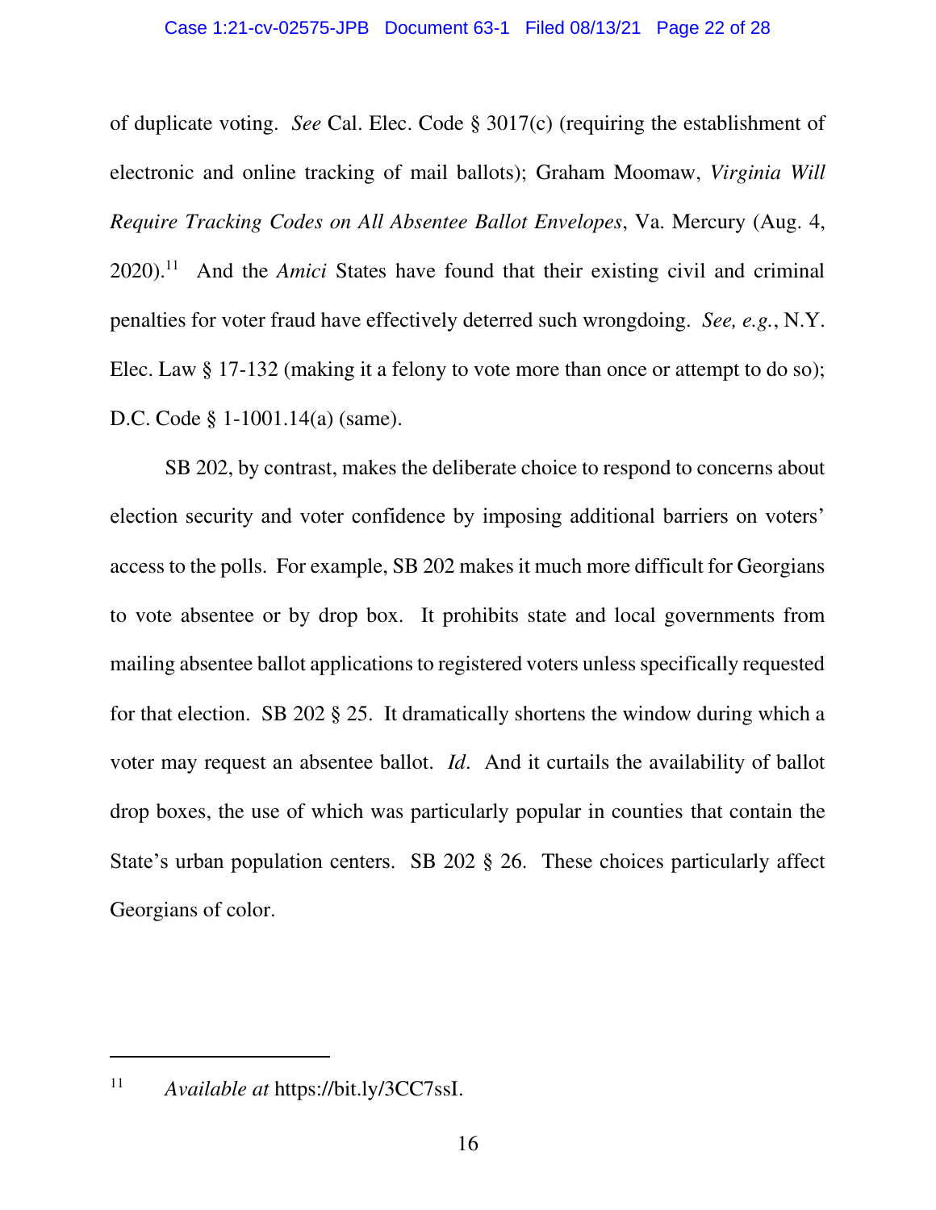of duplicate voting. *See* Cal. Elec. Code § 3017(c) (requiring the establishment of electronic and online tracking of mail ballots); Graham Moomaw, *Virginia Will Require Tracking Codes on All Absentee Ballot Envelopes*, Va. Mercury (Aug. 4, 2020).[11] And the *Amici* States have found that their existing civil and criminal penalties for voter fraud have effectively deterred such wrongdoing. *See, e.g.*, N.Y. Elec. Law § 17-132 (making it a felony to vote more than once or attempt to do so); D.C. Code § 1-1001.14(a) (same).

SB 202, by contrast, makes the deliberate choice to respond to concerns about election security and voter confidence by imposing additional barriers on voters' access to the polls. For example, SB 202 makes it much more difficult for Georgians to vote absentee or by drop box. It prohibits state and local governments from mailing absentee ballot applications to registered voters unless specifically requested for that election. SB 202 § 25. It dramatically shortens the window during which a voter may request an absentee ballot. *Id*. And it curtails the availability of ballot drop boxes, the use of which was particularly popular in counties that contain the State's urban population centers. SB 202 § 26. These choices particularly affect Georgians of color.

---

[11] *Available at* https://bit.ly/3CC7ssI.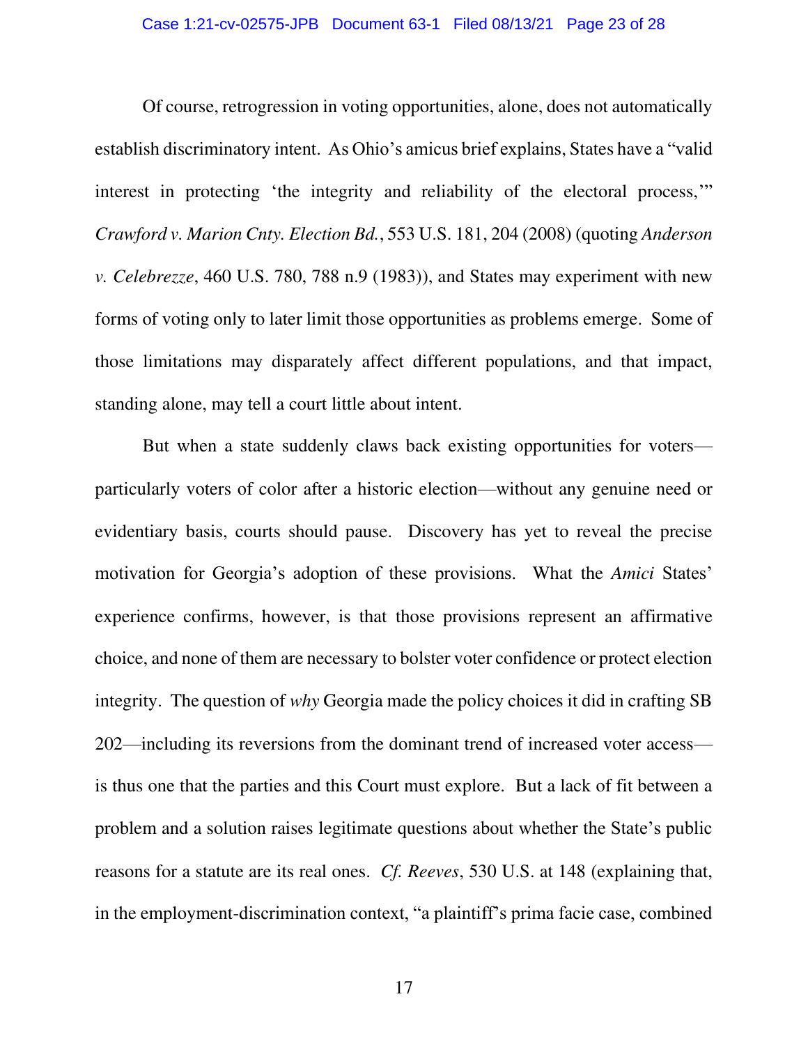Of course, retrogression in voting opportunities, alone, does not automatically establish discriminatory intent. As Ohio's amicus brief explains, States have a "valid interest in protecting 'the integrity and reliability of the electoral process,'" *Crawford v. Marion Cnty. Election Bd.*, 553 U.S. 181, 204 (2008) (quoting *Anderson v. Celebrezze*, 460 U.S. 780, 788 n.9 (1983)), and States may experiment with new forms of voting only to later limit those opportunities as problems emerge. Some of those limitations may disparately affect different populations, and that impact, standing alone, may tell a court little about intent.

But when a state suddenly claws back existing opportunities for voters—particularly voters of color after a historic election—without any genuine need or evidentiary basis, courts should pause. Discovery has yet to reveal the precise motivation for Georgia's adoption of these provisions. What the *Amici* States' experience confirms, however, is that those provisions represent an affirmative choice, and none of them are necessary to bolster voter confidence or protect election integrity. The question of *why* Georgia made the policy choices it did in crafting SB 202—including its reversions from the dominant trend of increased voter access—is thus one that the parties and this Court must explore. But a lack of fit between a problem and a solution raises legitimate questions about whether the State's public reasons for a statute are its real ones. *Cf. Reeves*, 530 U.S. at 148 (explaining that, in the employment-discrimination context, "a plaintiff's prima facie case, combined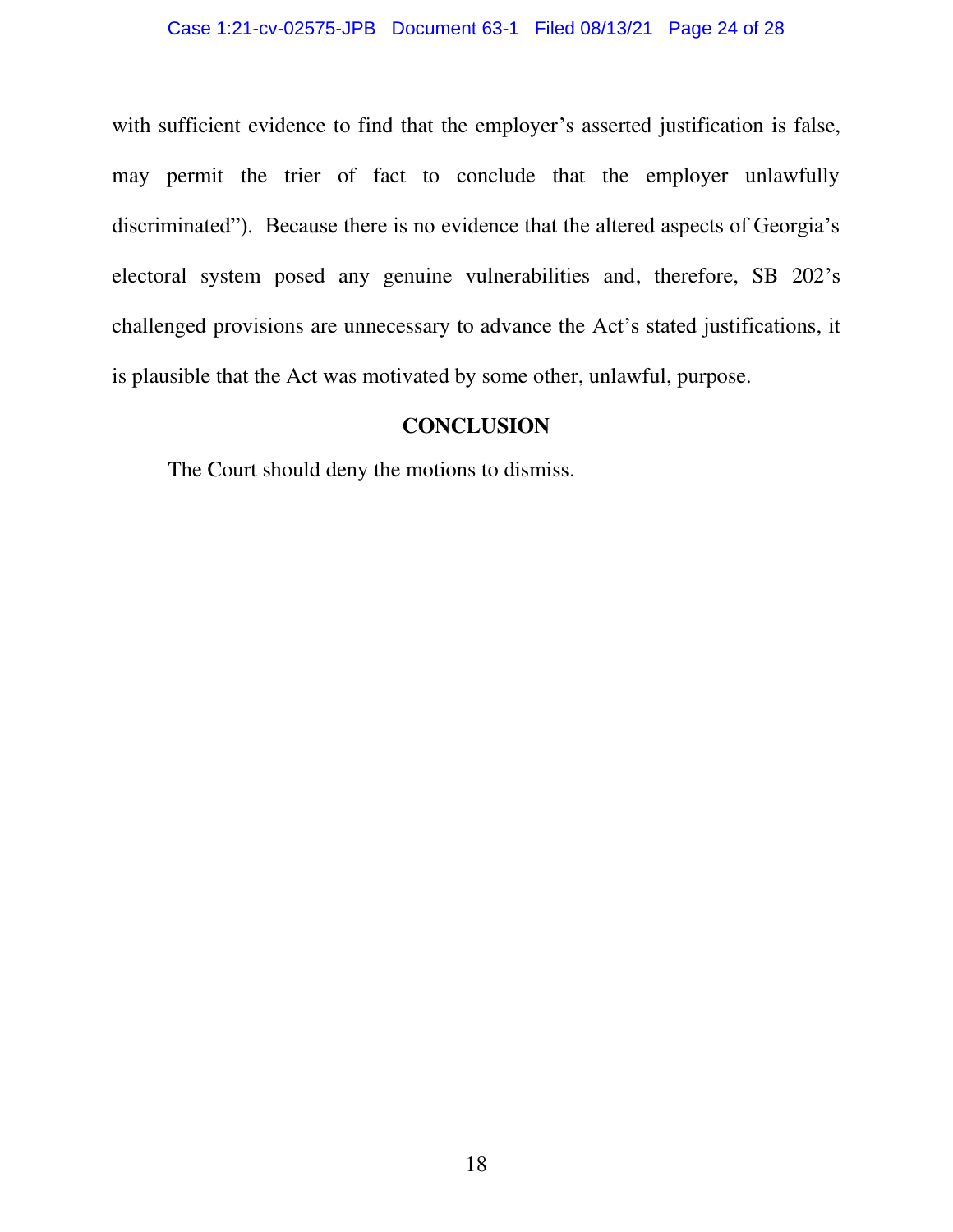with sufficient evidence to find that the employer's asserted justification is false, may permit the trier of fact to conclude that the employer unlawfully discriminated"). Because there is no evidence that the altered aspects of Georgia's electoral system posed any genuine vulnerabilities and, therefore, SB 202's challenged provisions are unnecessary to advance the Act's stated justifications, it is plausible that the Act was motivated by some other, unlawful, purpose.

## CONCLUSION

The Court should deny the motions to dismiss.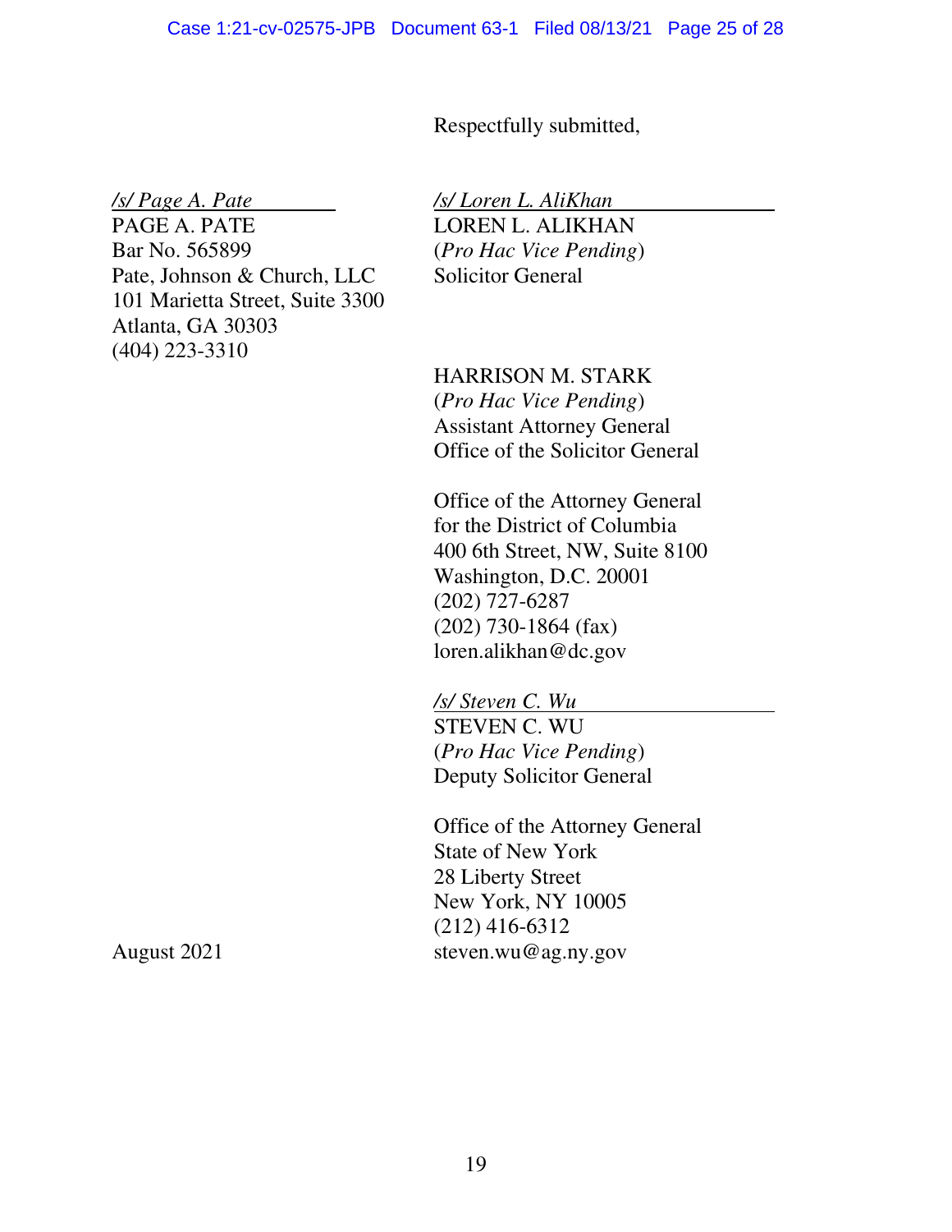Respectfully submitted,

*/s/ Page A. Pate*
PAGE A. PATE
Bar No. 565899
Pate, Johnson & Church, LLC
101 Marietta Street, Suite 3300
Atlanta, GA 30303
(404) 223-3310

*/s/ Loren L. AliKhan*
LOREN L. ALIKHAN
(*Pro Hac Vice Pending*)
Solicitor General

HARRISON M. STARK
(*Pro Hac Vice Pending*)
Assistant Attorney General
Office of the Solicitor General

Office of the Attorney General
for the District of Columbia
400 6th Street, NW, Suite 8100
Washington, D.C. 20001
(202) 727-6287
(202) 730-1864 (fax)
loren.alikhan@dc.gov

*/s/ Steven C. Wu*
STEVEN C. WU
(*Pro Hac Vice Pending*)
Deputy Solicitor General

Office of the Attorney General
State of New York
28 Liberty Street
New York, NY 10005
(212) 416-6312
steven.wu@ag.ny.gov

August 2021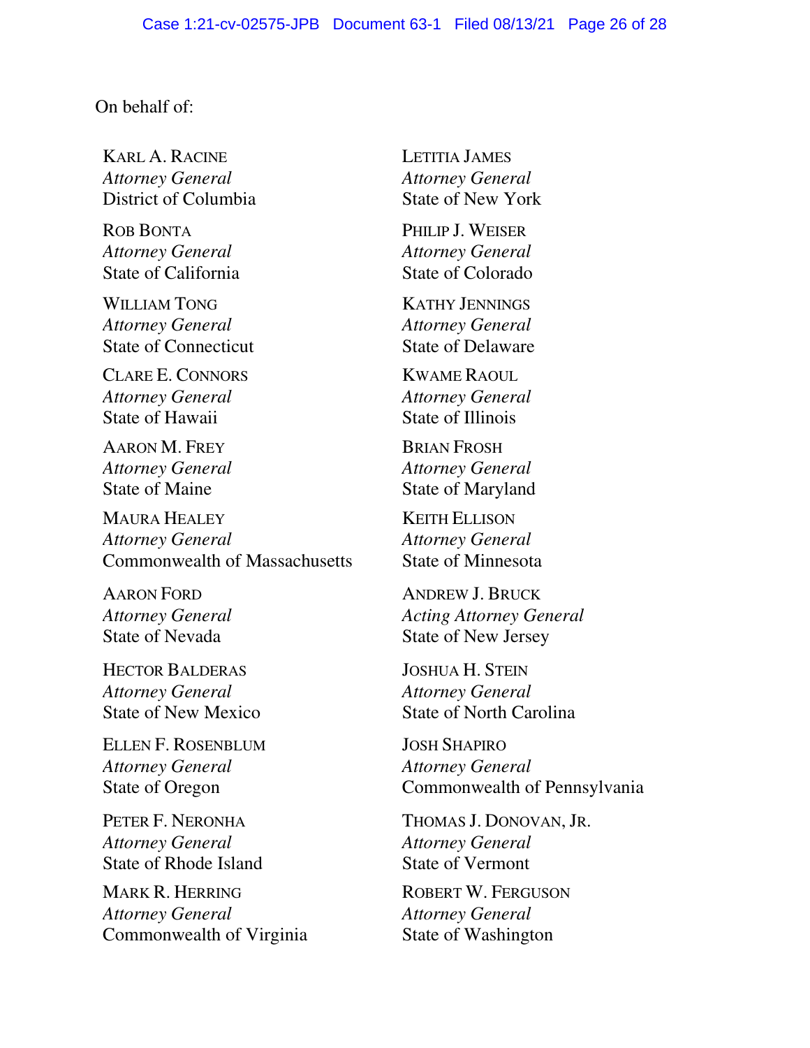On behalf of:

KARL A. RACINE
*Attorney General*
District of Columbia

LETITIA JAMES
*Attorney General*
State of New York

ROB BONTA
*Attorney General*
State of California

PHILIP J. WEISER
*Attorney General*
State of Colorado

WILLIAM TONG
*Attorney General*
State of Connecticut

KATHY JENNINGS
*Attorney General*
State of Delaware

CLARE E. CONNORS
*Attorney General*
State of Hawaii

KWAME RAOUL
*Attorney General*
State of Illinois

AARON M. FREY
*Attorney General*
State of Maine

BRIAN FROSH
*Attorney General*
State of Maryland

MAURA HEALEY
*Attorney General*
Commonwealth of Massachusetts

KEITH ELLISON
*Attorney General*
State of Minnesota

AARON FORD
*Attorney General*
State of Nevada

ANDREW J. BRUCK
*Acting Attorney General*
State of New Jersey

HECTOR BALDERAS
*Attorney General*
State of New Mexico

JOSHUA H. STEIN
*Attorney General*
State of North Carolina

ELLEN F. ROSENBLUM
*Attorney General*
State of Oregon

JOSH SHAPIRO
*Attorney General*
Commonwealth of Pennsylvania

PETER F. NERONHA
*Attorney General*
State of Rhode Island

THOMAS J. DONOVAN, JR.
*Attorney General*
State of Vermont

MARK R. HERRING
*Attorney General*
Commonwealth of Virginia

ROBERT W. FERGUSON
*Attorney General*
State of Washington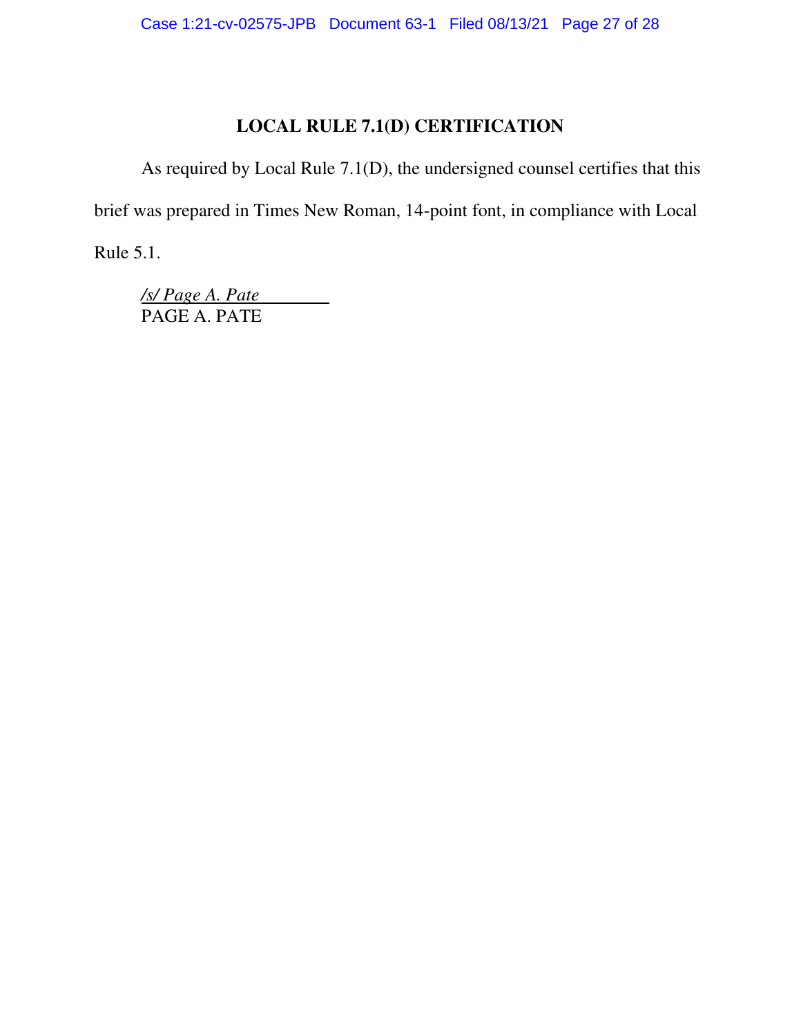## LOCAL RULE 7.1(D) CERTIFICATION

As required by Local Rule 7.1(D), the undersigned counsel certifies that this brief was prepared in Times New Roman, 14-point font, in compliance with Local Rule 5.1.

*/s/ Page A. Pate*
PAGE A. PATE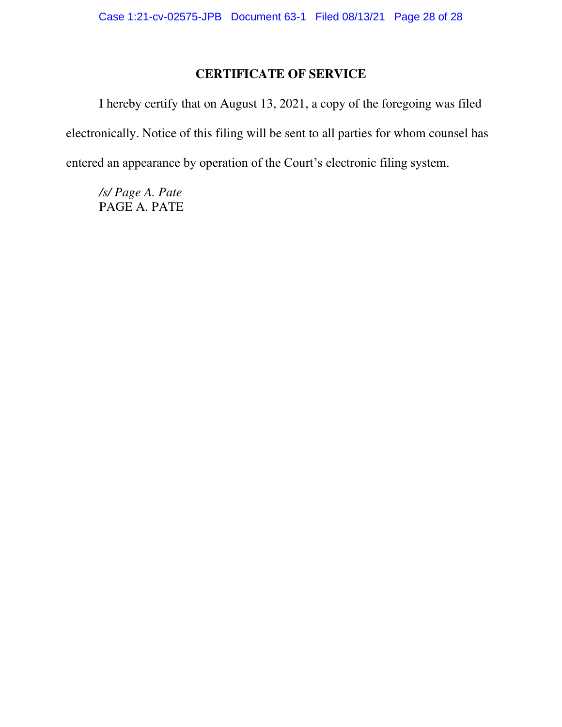## CERTIFICATE OF SERVICE

I hereby certify that on August 13, 2021, a copy of the foregoing was filed electronically. Notice of this filing will be sent to all parties for whom counsel has entered an appearance by operation of the Court's electronic filing system.

*/s/ Page A. Pate*
PAGE A. PATE